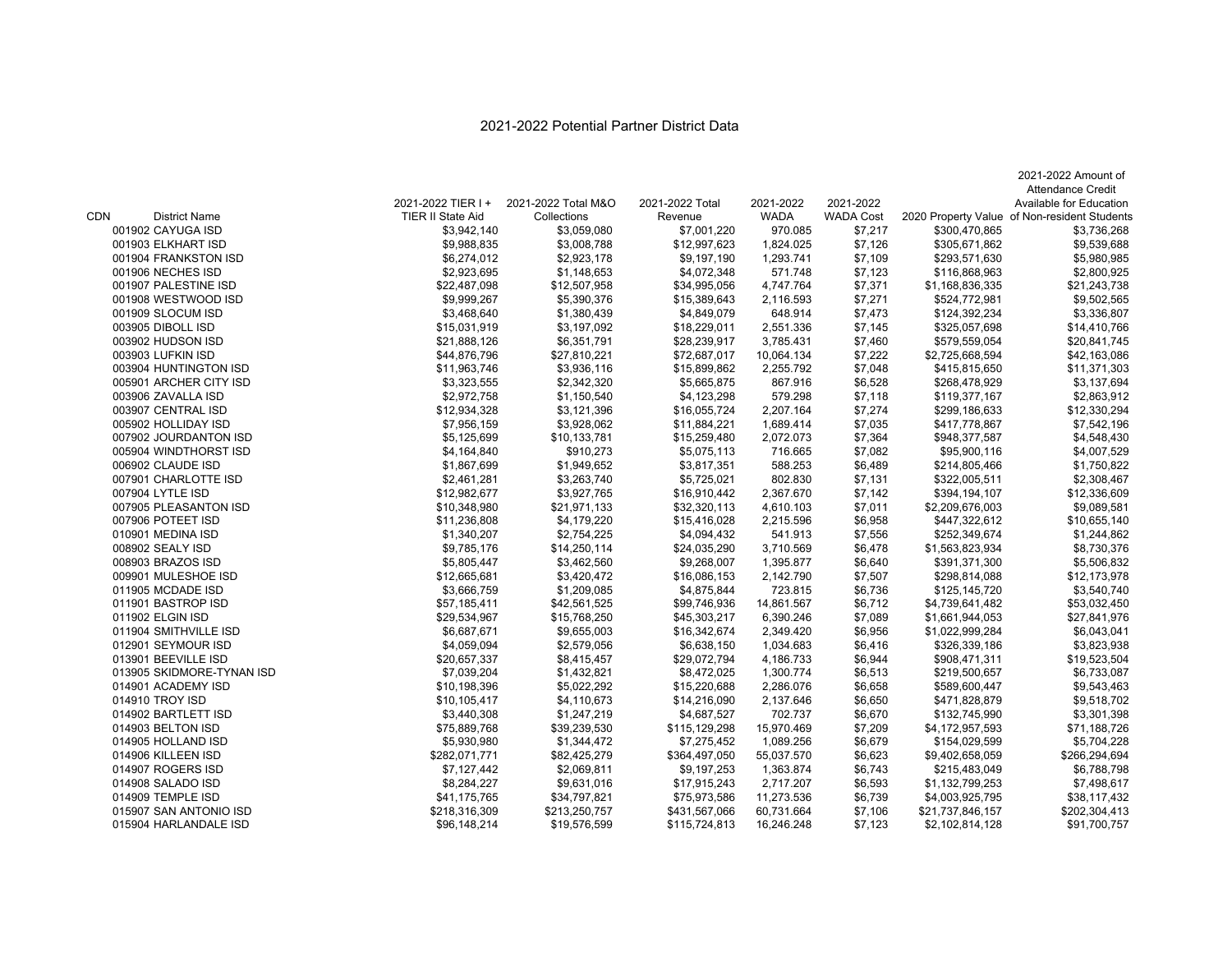# 2021-2022 Potential Partner District Data

| CDN | District Name | 2021-2022 TIER I + TIER II State Aid | 2021-2022 Total M&O Collections | 2021-2022 Total Revenue | 2021-2022 WADA | 2021-2022 WADA Cost | 2020 Property Value | 2021-2022 Amount of Attendance Credit Available for Education of Non-resident Students |
|---|---|---|---|---|---|---|---|---|
| 001902 | CAYUGA ISD | $3,942,140 | $3,059,080 | $7,001,220 | 970.085 | $7,217 | $300,470,865 | $3,736,268 |
| 001903 | ELKHART ISD | $9,988,835 | $3,008,788 | $12,997,623 | 1,824.025 | $7,126 | $305,671,862 | $9,539,688 |
| 001904 | FRANKSTON ISD | $6,274,012 | $2,923,178 | $9,197,190 | 1,293.741 | $7,109 | $293,571,630 | $5,980,985 |
| 001906 | NECHES ISD | $2,923,695 | $1,148,653 | $4,072,348 | 571.748 | $7,123 | $116,868,963 | $2,800,925 |
| 001907 | PALESTINE ISD | $22,487,098 | $12,507,958 | $34,995,056 | 4,747.764 | $7,371 | $1,168,836,335 | $21,243,738 |
| 001908 | WESTWOOD ISD | $9,999,267 | $5,390,376 | $15,389,643 | 2,116.593 | $7,271 | $524,772,981 | $9,502,565 |
| 001909 | SLOCUM ISD | $3,468,640 | $1,380,439 | $4,849,079 | 648.914 | $7,473 | $124,392,234 | $3,336,807 |
| 003905 | DIBOLL ISD | $15,031,919 | $3,197,092 | $18,229,011 | 2,551.336 | $7,145 | $325,057,698 | $14,410,766 |
| 003902 | HUDSON ISD | $21,888,126 | $6,351,791 | $28,239,917 | 3,785.431 | $7,460 | $579,559,054 | $20,841,745 |
| 003903 | LUFKIN ISD | $44,876,796 | $27,810,221 | $72,687,017 | 10,064.134 | $7,222 | $2,725,668,594 | $42,163,086 |
| 003904 | HUNTINGTON ISD | $11,963,746 | $3,936,116 | $15,899,862 | 2,255.792 | $7,048 | $415,815,650 | $11,371,303 |
| 005901 | ARCHER CITY ISD | $3,323,555 | $2,342,320 | $5,665,875 | 867.916 | $6,528 | $268,478,929 | $3,137,694 |
| 003906 | ZAVALLA ISD | $2,972,758 | $1,150,540 | $4,123,298 | 579.298 | $7,118 | $119,377,167 | $2,863,912 |
| 003907 | CENTRAL ISD | $12,934,328 | $3,121,396 | $16,055,724 | 2,207.164 | $7,274 | $299,186,633 | $12,330,294 |
| 005902 | HOLLIDAY ISD | $7,956,159 | $3,928,062 | $11,884,221 | 1,689.414 | $7,035 | $417,778,867 | $7,542,196 |
| 007902 | JOURDANTON ISD | $5,125,699 | $10,133,781 | $15,259,480 | 2,072.073 | $7,364 | $948,377,587 | $4,548,430 |
| 005904 | WINDTHORST ISD | $4,164,840 | $910,273 | $5,075,113 | 716.665 | $7,082 | $95,900,116 | $4,007,529 |
| 006902 | CLAUDE ISD | $1,867,699 | $1,949,652 | $3,817,351 | 588.253 | $6,489 | $214,805,466 | $1,750,822 |
| 007901 | CHARLOTTE ISD | $2,461,281 | $3,263,740 | $5,725,021 | 802.830 | $7,131 | $322,005,511 | $2,308,467 |
| 007904 | LYTLE ISD | $12,982,677 | $3,927,765 | $16,910,442 | 2,367.670 | $7,142 | $394,194,107 | $12,336,609 |
| 007905 | PLEASANTON ISD | $10,348,980 | $21,971,133 | $32,320,113 | 4,610.103 | $7,011 | $2,209,676,003 | $9,089,581 |
| 007906 | POTEET ISD | $11,236,808 | $4,179,220 | $15,416,028 | 2,215.596 | $6,958 | $447,322,612 | $10,655,140 |
| 010901 | MEDINA ISD | $1,340,207 | $2,754,225 | $4,094,432 | 541.913 | $7,556 | $252,349,674 | $1,244,862 |
| 008902 | SEALY ISD | $9,785,176 | $14,250,114 | $24,035,290 | 3,710.569 | $6,478 | $1,563,823,934 | $8,730,376 |
| 008903 | BRAZOS ISD | $5,805,447 | $3,462,560 | $9,268,007 | 1,395.877 | $6,640 | $391,371,300 | $5,506,832 |
| 009901 | MULESHOE ISD | $12,665,681 | $3,420,472 | $16,086,153 | 2,142.790 | $7,507 | $298,814,088 | $12,173,978 |
| 011905 | MCDADE ISD | $3,666,759 | $1,209,085 | $4,875,844 | 723.815 | $6,736 | $125,145,720 | $3,540,740 |
| 011901 | BASTROP ISD | $57,185,411 | $42,561,525 | $99,746,936 | 14,861.567 | $6,712 | $4,739,641,482 | $53,032,450 |
| 011902 | ELGIN ISD | $29,534,967 | $15,768,250 | $45,303,217 | 6,390.246 | $7,089 | $1,661,944,053 | $27,841,976 |
| 011904 | SMITHVILLE ISD | $6,687,671 | $9,655,003 | $16,342,674 | 2,349.420 | $6,956 | $1,022,999,284 | $6,043,041 |
| 012901 | SEYMOUR ISD | $4,059,094 | $2,579,056 | $6,638,150 | 1,034.683 | $6,416 | $326,339,186 | $3,823,938 |
| 013901 | BEEVILLE ISD | $20,657,337 | $8,415,457 | $29,072,794 | 4,186.733 | $6,944 | $908,471,311 | $19,523,504 |
| 013905 | SKIDMORE-TYNAN ISD | $7,039,204 | $1,432,821 | $8,472,025 | 1,300.774 | $6,513 | $219,500,657 | $6,733,087 |
| 014901 | ACADEMY ISD | $10,198,396 | $5,022,292 | $15,220,688 | 2,286.076 | $6,658 | $589,600,447 | $9,543,463 |
| 014910 | TROY ISD | $10,105,417 | $4,110,673 | $14,216,090 | 2,137.646 | $6,650 | $471,828,879 | $9,518,702 |
| 014902 | BARTLETT ISD | $3,440,308 | $1,247,219 | $4,687,527 | 702.737 | $6,670 | $132,745,990 | $3,301,398 |
| 014903 | BELTON ISD | $75,889,768 | $39,239,530 | $115,129,298 | 15,970.469 | $7,209 | $4,172,957,593 | $71,188,726 |
| 014905 | HOLLAND ISD | $5,930,980 | $1,344,472 | $7,275,452 | 1,089.256 | $6,679 | $154,029,599 | $5,704,228 |
| 014906 | KILLEEN ISD | $282,071,771 | $82,425,279 | $364,497,050 | 55,037.570 | $6,623 | $9,402,658,059 | $266,294,694 |
| 014907 | ROGERS ISD | $7,127,442 | $2,069,811 | $9,197,253 | 1,363.874 | $6,743 | $215,483,049 | $6,788,798 |
| 014908 | SALADO ISD | $8,284,227 | $9,631,016 | $17,915,243 | 2,717.207 | $6,593 | $1,132,799,253 | $7,498,617 |
| 014909 | TEMPLE ISD | $41,175,765 | $34,797,821 | $75,973,586 | 11,273.536 | $6,739 | $4,003,925,795 | $38,117,432 |
| 015907 | SAN ANTONIO ISD | $218,316,309 | $213,250,757 | $431,567,066 | 60,731.664 | $7,106 | $21,737,846,157 | $202,304,413 |
| 015904 | HARLANDALE ISD | $96,148,214 | $19,576,599 | $115,724,813 | 16,246.248 | $7,123 | $2,102,814,128 | $91,700,757 |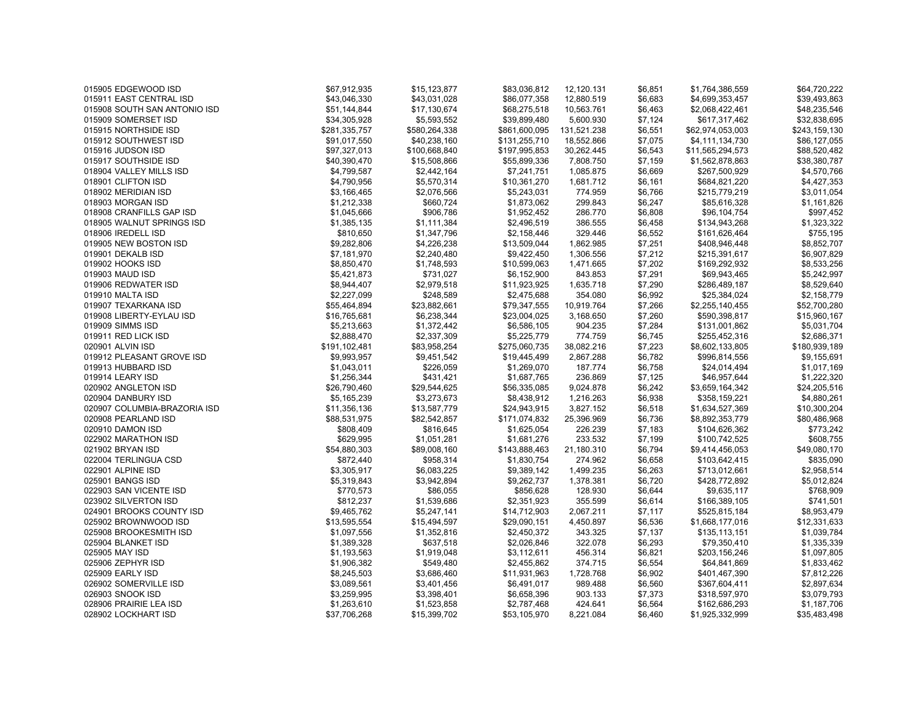| | | | | | | | |
|---|---|---|---|---|---|---|---|
| 015905 EDGEWOOD ISD | $67,912,935 | $15,123,877 | $83,036,812 | 12,120.131 | $6,851 | $1,764,386,559 | $64,720,222 |
| 015911 EAST CENTRAL ISD | $43,046,330 | $43,031,028 | $86,077,358 | 12,880.519 | $6,683 | $4,699,353,457 | $39,493,863 |
| 015908 SOUTH SAN ANTONIO ISD | $51,144,844 | $17,130,674 | $68,275,518 | 10,563.761 | $6,463 | $2,068,422,461 | $48,235,546 |
| 015909 SOMERSET ISD | $34,305,928 | $5,593,552 | $39,899,480 | 5,600.930 | $7,124 | $617,317,462 | $32,838,695 |
| 015915 NORTHSIDE ISD | $281,335,757 | $580,264,338 | $861,600,095 | 131,521.238 | $6,551 | $62,974,053,003 | $243,159,130 |
| 015912 SOUTHWEST ISD | $91,017,550 | $40,238,160 | $131,255,710 | 18,552.866 | $7,075 | $4,111,134,730 | $86,127,055 |
| 015916 JUDSON ISD | $97,327,013 | $100,668,840 | $197,995,853 | 30,262.445 | $6,543 | $11,565,294,573 | $88,520,482 |
| 015917 SOUTHSIDE ISD | $40,390,470 | $15,508,866 | $55,899,336 | 7,808.750 | $7,159 | $1,562,878,863 | $38,380,787 |
| 018904 VALLEY MILLS ISD | $4,799,587 | $2,442,164 | $7,241,751 | 1,085.875 | $6,669 | $267,500,929 | $4,570,766 |
| 018901 CLIFTON ISD | $4,790,956 | $5,570,314 | $10,361,270 | 1,681.712 | $6,161 | $684,821,220 | $4,427,353 |
| 018902 MERIDIAN ISD | $3,166,465 | $2,076,566 | $5,243,031 | 774.959 | $6,766 | $215,779,219 | $3,011,054 |
| 018903 MORGAN ISD | $1,212,338 | $660,724 | $1,873,062 | 299.843 | $6,247 | $85,616,328 | $1,161,826 |
| 018908 CRANFILLS GAP ISD | $1,045,666 | $906,786 | $1,952,452 | 286.770 | $6,808 | $96,104,754 | $997,452 |
| 018905 WALNUT SPRINGS ISD | $1,385,135 | $1,111,384 | $2,496,519 | 386.555 | $6,458 | $134,943,268 | $1,323,322 |
| 018906 IREDELL ISD | $810,650 | $1,347,796 | $2,158,446 | 329.446 | $6,552 | $161,626,464 | $755,195 |
| 019905 NEW BOSTON ISD | $9,282,806 | $4,226,238 | $13,509,044 | 1,862.985 | $7,251 | $408,946,448 | $8,852,707 |
| 019901 DEKALB ISD | $7,181,970 | $2,240,480 | $9,422,450 | 1,306.556 | $7,212 | $215,391,617 | $6,907,829 |
| 019902 HOOKS ISD | $8,850,470 | $1,748,593 | $10,599,063 | 1,471.665 | $7,202 | $169,292,932 | $8,533,256 |
| 019903 MAUD ISD | $5,421,873 | $731,027 | $6,152,900 | 843.853 | $7,291 | $69,943,465 | $5,242,997 |
| 019906 REDWATER ISD | $8,944,407 | $2,979,518 | $11,923,925 | 1,635.718 | $7,290 | $286,489,187 | $8,529,640 |
| 019910 MALTA ISD | $2,227,099 | $248,589 | $2,475,688 | 354.080 | $6,992 | $25,384,024 | $2,158,779 |
| 019907 TEXARKANA ISD | $55,464,894 | $23,882,661 | $79,347,555 | 10,919.764 | $7,266 | $2,255,140,455 | $52,700,280 |
| 019908 LIBERTY-EYLAU ISD | $16,765,681 | $6,238,344 | $23,004,025 | 3,168.650 | $7,260 | $590,398,817 | $15,960,167 |
| 019909 SIMMS ISD | $5,213,663 | $1,372,442 | $6,586,105 | 904.235 | $7,284 | $131,001,862 | $5,031,704 |
| 019911 RED LICK ISD | $2,888,470 | $2,337,309 | $5,225,779 | 774.759 | $6,745 | $255,452,316 | $2,686,371 |
| 020901 ALVIN ISD | $191,102,481 | $83,958,254 | $275,060,735 | 38,082.216 | $7,223 | $8,602,133,805 | $180,939,189 |
| 019912 PLEASANT GROVE ISD | $9,993,957 | $9,451,542 | $19,445,499 | 2,867.288 | $6,782 | $996,814,556 | $9,155,691 |
| 019913 HUBBARD ISD | $1,043,011 | $226,059 | $1,269,070 | 187.774 | $6,758 | $24,014,494 | $1,017,169 |
| 019914 LEARY ISD | $1,256,344 | $431,421 | $1,687,765 | 236.869 | $7,125 | $46,957,644 | $1,222,320 |
| 020902 ANGLETON ISD | $26,790,460 | $29,544,625 | $56,335,085 | 9,024.878 | $6,242 | $3,659,164,342 | $24,205,516 |
| 020904 DANBURY ISD | $5,165,239 | $3,273,673 | $8,438,912 | 1,216.263 | $6,938 | $358,159,221 | $4,880,261 |
| 020907 COLUMBIA-BRAZORIA ISD | $11,356,136 | $13,587,779 | $24,943,915 | 3,827.152 | $6,518 | $1,634,527,369 | $10,300,204 |
| 020908 PEARLAND ISD | $88,531,975 | $82,542,857 | $171,074,832 | 25,396.969 | $6,736 | $8,892,353,779 | $80,486,968 |
| 020910 DAMON ISD | $808,409 | $816,645 | $1,625,054 | 226.239 | $7,183 | $104,626,362 | $773,242 |
| 022902 MARATHON ISD | $629,995 | $1,051,281 | $1,681,276 | 233.532 | $7,199 | $100,742,525 | $608,755 |
| 021902 BRYAN ISD | $54,880,303 | $89,008,160 | $143,888,463 | 21,180.310 | $6,794 | $9,414,456,053 | $49,080,170 |
| 022004 TERLINGUA CSD | $872,440 | $958,314 | $1,830,754 | 274.962 | $6,658 | $103,642,415 | $835,090 |
| 022901 ALPINE ISD | $3,305,917 | $6,083,225 | $9,389,142 | 1,499.235 | $6,263 | $713,012,661 | $2,958,514 |
| 025901 BANGS ISD | $5,319,843 | $3,942,894 | $9,262,737 | 1,378.381 | $6,720 | $428,772,892 | $5,012,824 |
| 022903 SAN VICENTE ISD | $770,573 | $86,055 | $856,628 | 128.930 | $6,644 | $9,635,117 | $768,909 |
| 023902 SILVERTON ISD | $812,237 | $1,539,686 | $2,351,923 | 355.599 | $6,614 | $166,389,105 | $741,501 |
| 024901 BROOKS COUNTY ISD | $9,465,762 | $5,247,141 | $14,712,903 | 2,067.211 | $7,117 | $525,815,184 | $8,953,479 |
| 025902 BROWNWOOD ISD | $13,595,554 | $15,494,597 | $29,090,151 | 4,450.897 | $6,536 | $1,668,177,016 | $12,331,633 |
| 025908 BROOKESMITH ISD | $1,097,556 | $1,352,816 | $2,450,372 | 343.325 | $7,137 | $135,113,151 | $1,039,784 |
| 025904 BLANKET ISD | $1,389,328 | $637,518 | $2,026,846 | 322.078 | $6,293 | $79,350,410 | $1,335,339 |
| 025905 MAY ISD | $1,193,563 | $1,919,048 | $3,112,611 | 456.314 | $6,821 | $203,156,246 | $1,097,805 |
| 025906 ZEPHYR ISD | $1,906,382 | $549,480 | $2,455,862 | 374.715 | $6,554 | $64,841,869 | $1,833,462 |
| 025909 EARLY ISD | $8,245,503 | $3,686,460 | $11,931,963 | 1,728.768 | $6,902 | $401,467,390 | $7,812,226 |
| 026902 SOMERVILLE ISD | $3,089,561 | $3,401,456 | $6,491,017 | 989.488 | $6,560 | $367,604,411 | $2,897,634 |
| 026903 SNOOK ISD | $3,259,995 | $3,398,401 | $6,658,396 | 903.133 | $7,373 | $318,597,970 | $3,079,793 |
| 028906 PRAIRIE LEA ISD | $1,263,610 | $1,523,858 | $2,787,468 | 424.641 | $6,564 | $162,686,293 | $1,187,706 |
| 028902 LOCKHART ISD | $37,706,268 | $15,399,702 | $53,105,970 | 8,221.084 | $6,460 | $1,925,332,999 | $35,483,498 |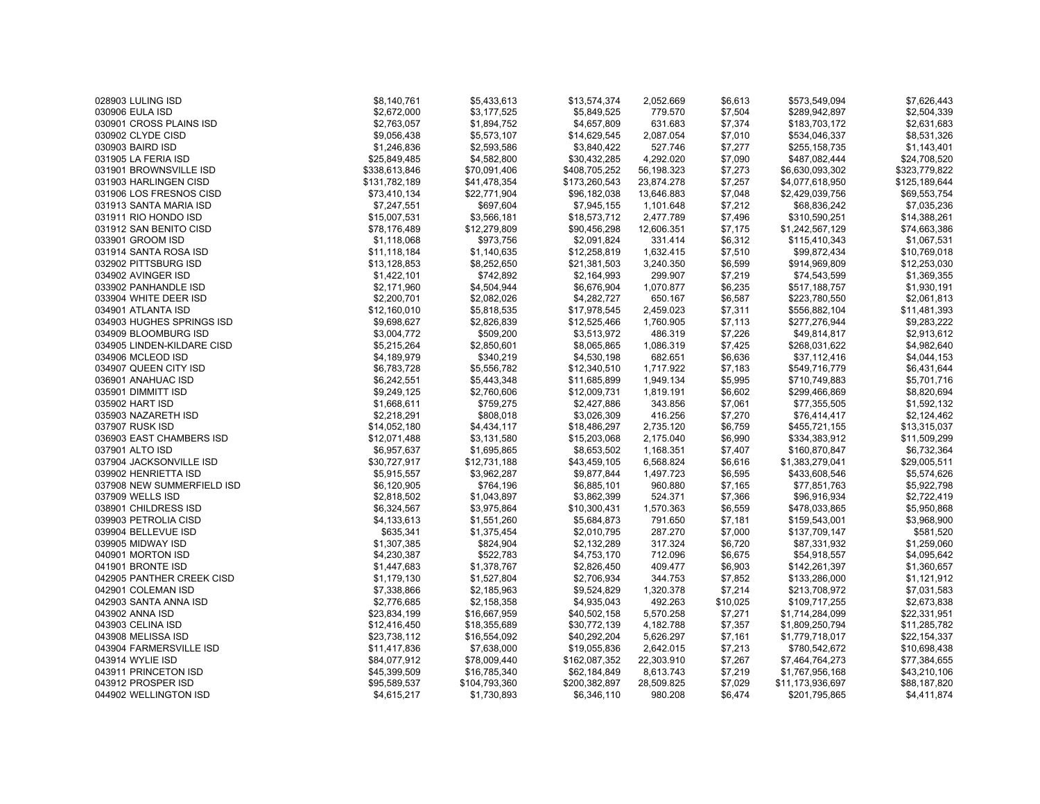| | | | | | | | |
|---|---|---|---|---|---|---|---|
| 028903 LULING ISD | $8,140,761 | $5,433,613 | $13,574,374 | 2,052.669 | $6,613 | $573,549,094 | $7,626,443 |
| 030906 EULA ISD | $2,672,000 | $3,177,525 | $5,849,525 | 779.570 | $7,504 | $289,942,897 | $2,504,339 |
| 030901 CROSS PLAINS ISD | $2,763,057 | $1,894,752 | $4,657,809 | 631.683 | $7,374 | $183,703,172 | $2,631,683 |
| 030902 CLYDE CISD | $9,056,438 | $5,573,107 | $14,629,545 | 2,087.054 | $7,010 | $534,046,337 | $8,531,326 |
| 030903 BAIRD ISD | $1,246,836 | $2,593,586 | $3,840,422 | 527.746 | $7,277 | $255,158,735 | $1,143,401 |
| 031905 LA FERIA ISD | $25,849,485 | $4,582,800 | $30,432,285 | 4,292.020 | $7,090 | $487,082,444 | $24,708,520 |
| 031901 BROWNSVILLE ISD | $338,613,846 | $70,091,406 | $408,705,252 | 56,198.323 | $7,273 | $6,630,093,302 | $323,779,822 |
| 031903 HARLINGEN CISD | $131,782,189 | $41,478,354 | $173,260,543 | 23,874.278 | $7,257 | $4,077,618,950 | $125,189,644 |
| 031906 LOS FRESNOS CISD | $73,410,134 | $22,771,904 | $96,182,038 | 13,646.883 | $7,048 | $2,429,039,756 | $69,553,754 |
| 031913 SANTA MARIA ISD | $7,247,551 | $697,604 | $7,945,155 | 1,101.648 | $7,212 | $68,836,242 | $7,035,236 |
| 031911 RIO HONDO ISD | $15,007,531 | $3,566,181 | $18,573,712 | 2,477.789 | $7,496 | $310,590,251 | $14,388,261 |
| 031912 SAN BENITO CISD | $78,176,489 | $12,279,809 | $90,456,298 | 12,606.351 | $7,175 | $1,242,567,129 | $74,663,386 |
| 033901 GROOM ISD | $1,118,068 | $973,756 | $2,091,824 | 331.414 | $6,312 | $115,410,343 | $1,067,531 |
| 031914 SANTA ROSA ISD | $11,118,184 | $1,140,635 | $12,258,819 | 1,632.415 | $7,510 | $99,872,434 | $10,769,018 |
| 032902 PITTSBURG ISD | $13,128,853 | $8,252,650 | $21,381,503 | 3,240.350 | $6,599 | $914,969,809 | $12,253,030 |
| 034902 AVINGER ISD | $1,422,101 | $742,892 | $2,164,993 | 299.907 | $7,219 | $74,543,599 | $1,369,355 |
| 033902 PANHANDLE ISD | $2,171,960 | $4,504,944 | $6,676,904 | 1,070.877 | $6,235 | $517,188,757 | $1,930,191 |
| 033904 WHITE DEER ISD | $2,200,701 | $2,082,026 | $4,282,727 | 650.167 | $6,587 | $223,780,550 | $2,061,813 |
| 034901 ATLANTA ISD | $12,160,010 | $5,818,535 | $17,978,545 | 2,459.023 | $7,311 | $556,882,104 | $11,481,393 |
| 034903 HUGHES SPRINGS ISD | $9,698,627 | $2,826,839 | $12,525,466 | 1,760.905 | $7,113 | $277,276,944 | $9,283,222 |
| 034909 BLOOMBURG ISD | $3,004,772 | $509,200 | $3,513,972 | 486.319 | $7,226 | $49,814,817 | $2,913,612 |
| 034905 LINDEN-KILDARE CISD | $5,215,264 | $2,850,601 | $8,065,865 | 1,086.319 | $7,425 | $268,031,622 | $4,982,640 |
| 034906 MCLEOD ISD | $4,189,979 | $340,219 | $4,530,198 | 682.651 | $6,636 | $37,112,416 | $4,044,153 |
| 034907 QUEEN CITY ISD | $6,783,728 | $5,556,782 | $12,340,510 | 1,717.922 | $7,183 | $549,716,779 | $6,431,644 |
| 036901 ANAHUAC ISD | $6,242,551 | $5,443,348 | $11,685,899 | 1,949.134 | $5,995 | $710,749,883 | $5,701,716 |
| 035901 DIMMITT ISD | $9,249,125 | $2,760,606 | $12,009,731 | 1,819.191 | $6,602 | $299,466,869 | $8,820,694 |
| 035902 HART ISD | $1,668,611 | $759,275 | $2,427,886 | 343.856 | $7,061 | $77,355,505 | $1,592,132 |
| 035903 NAZARETH ISD | $2,218,291 | $808,018 | $3,026,309 | 416.256 | $7,270 | $76,414,417 | $2,124,462 |
| 037907 RUSK ISD | $14,052,180 | $4,434,117 | $18,486,297 | 2,735.120 | $6,759 | $455,721,155 | $13,315,037 |
| 036903 EAST CHAMBERS ISD | $12,071,488 | $3,131,580 | $15,203,068 | 2,175.040 | $6,990 | $334,383,912 | $11,509,299 |
| 037901 ALTO ISD | $6,957,637 | $1,695,865 | $8,653,502 | 1,168.351 | $7,407 | $160,870,847 | $6,732,364 |
| 037904 JACKSONVILLE ISD | $30,727,917 | $12,731,188 | $43,459,105 | 6,568.824 | $6,616 | $1,383,279,041 | $29,005,511 |
| 039902 HENRIETTA ISD | $5,915,557 | $3,962,287 | $9,877,844 | 1,497.723 | $6,595 | $433,608,546 | $5,574,626 |
| 037908 NEW SUMMERFIELD ISD | $6,120,905 | $764,196 | $6,885,101 | 960.880 | $7,165 | $77,851,763 | $5,922,798 |
| 037909 WELLS ISD | $2,818,502 | $1,043,897 | $3,862,399 | 524.371 | $7,366 | $96,916,934 | $2,722,419 |
| 038901 CHILDRESS ISD | $6,324,567 | $3,975,864 | $10,300,431 | 1,570.363 | $6,559 | $478,033,865 | $5,950,868 |
| 039903 PETROLIA CISD | $4,133,613 | $1,551,260 | $5,684,873 | 791.650 | $7,181 | $159,543,001 | $3,968,900 |
| 039904 BELLEVUE ISD | $635,341 | $1,375,454 | $2,010,795 | 287.270 | $7,000 | $137,709,147 | $581,520 |
| 039905 MIDWAY ISD | $1,307,385 | $824,904 | $2,132,289 | 317.324 | $6,720 | $87,331,932 | $1,259,060 |
| 040901 MORTON ISD | $4,230,387 | $522,783 | $4,753,170 | 712.096 | $6,675 | $54,918,557 | $4,095,642 |
| 041901 BRONTE ISD | $1,447,683 | $1,378,767 | $2,826,450 | 409.477 | $6,903 | $142,261,397 | $1,360,657 |
| 042905 PANTHER CREEK CISD | $1,179,130 | $1,527,804 | $2,706,934 | 344.753 | $7,852 | $133,286,000 | $1,121,912 |
| 042901 COLEMAN ISD | $7,338,866 | $2,185,963 | $9,524,829 | 1,320.378 | $7,214 | $213,708,972 | $7,031,583 |
| 042903 SANTA ANNA ISD | $2,776,685 | $2,158,358 | $4,935,043 | 492.263 | $10,025 | $109,717,255 | $2,673,838 |
| 043902 ANNA ISD | $23,834,199 | $16,667,959 | $40,502,158 | 5,570.258 | $7,271 | $1,714,284,099 | $22,331,951 |
| 043903 CELINA ISD | $12,416,450 | $18,355,689 | $30,772,139 | 4,182.788 | $7,357 | $1,809,250,794 | $11,285,782 |
| 043908 MELISSA ISD | $23,738,112 | $16,554,092 | $40,292,204 | 5,626.297 | $7,161 | $1,779,718,017 | $22,154,337 |
| 043904 FARMERSVILLE ISD | $11,417,836 | $7,638,000 | $19,055,836 | 2,642.015 | $7,213 | $780,542,672 | $10,698,438 |
| 043914 WYLIE ISD | $84,077,912 | $78,009,440 | $162,087,352 | 22,303.910 | $7,267 | $7,464,764,273 | $77,384,655 |
| 043911 PRINCETON ISD | $45,399,509 | $16,785,340 | $62,184,849 | 8,613.743 | $7,219 | $1,767,956,168 | $43,210,106 |
| 043912 PROSPER ISD | $95,589,537 | $104,793,360 | $200,382,897 | 28,509.825 | $7,029 | $11,173,936,697 | $88,187,820 |
| 044902 WELLINGTON ISD | $4,615,217 | $1,730,893 | $6,346,110 | 980.208 | $6,474 | $201,795,865 | $4,411,874 |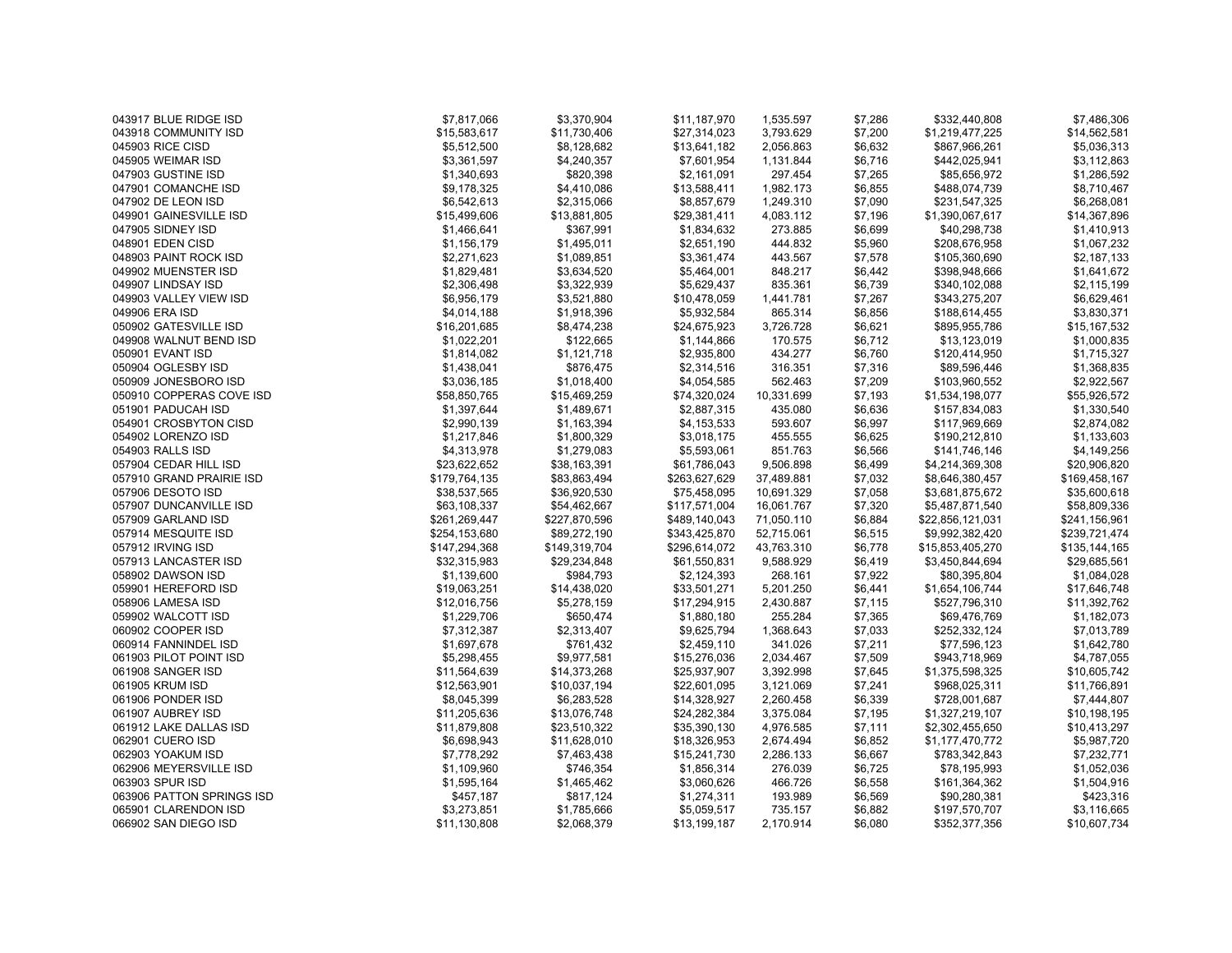| | | | | | | | |
|---|---|---|---|---|---|---|---|
| 043917 BLUE RIDGE ISD | $7,817,066 | $3,370,904 | $11,187,970 | 1,535.597 | $7,286 | $332,440,808 | $7,486,306 |
| 043918 COMMUNITY ISD | $15,583,617 | $11,730,406 | $27,314,023 | 3,793.629 | $7,200 | $1,219,477,225 | $14,562,581 |
| 045903 RICE CISD | $5,512,500 | $8,128,682 | $13,641,182 | 2,056.863 | $6,632 | $867,966,261 | $5,036,313 |
| 045905 WEIMAR ISD | $3,361,597 | $4,240,357 | $7,601,954 | 1,131.844 | $6,716 | $442,025,941 | $3,112,863 |
| 047903 GUSTINE ISD | $1,340,693 | $820,398 | $2,161,091 | 297.454 | $7,265 | $85,656,972 | $1,286,592 |
| 047901 COMANCHE ISD | $9,178,325 | $4,410,086 | $13,588,411 | 1,982.173 | $6,855 | $488,074,739 | $8,710,467 |
| 047902 DE LEON ISD | $6,542,613 | $2,315,066 | $8,857,679 | 1,249.310 | $7,090 | $231,547,325 | $6,268,081 |
| 049901 GAINESVILLE ISD | $15,499,606 | $13,881,805 | $29,381,411 | 4,083.112 | $7,196 | $1,390,067,617 | $14,367,896 |
| 047905 SIDNEY ISD | $1,466,641 | $367,991 | $1,834,632 | 273.885 | $6,699 | $40,298,738 | $1,410,913 |
| 048901 EDEN CISD | $1,156,179 | $1,495,011 | $2,651,190 | 444.832 | $5,960 | $208,676,958 | $1,067,232 |
| 048903 PAINT ROCK ISD | $2,271,623 | $1,089,851 | $3,361,474 | 443.567 | $7,578 | $105,360,690 | $2,187,133 |
| 049902 MUENSTER ISD | $1,829,481 | $3,634,520 | $5,464,001 | 848.217 | $6,442 | $398,948,666 | $1,641,672 |
| 049907 LINDSAY ISD | $2,306,498 | $3,322,939 | $5,629,437 | 835.361 | $6,739 | $340,102,088 | $2,115,199 |
| 049903 VALLEY VIEW ISD | $6,956,179 | $3,521,880 | $10,478,059 | 1,441.781 | $7,267 | $343,275,207 | $6,629,461 |
| 049906 ERA ISD | $4,014,188 | $1,918,396 | $5,932,584 | 865.314 | $6,856 | $188,614,455 | $3,830,371 |
| 050902 GATESVILLE ISD | $16,201,685 | $8,474,238 | $24,675,923 | 3,726.728 | $6,621 | $895,955,786 | $15,167,532 |
| 049908 WALNUT BEND ISD | $1,022,201 | $122,665 | $1,144,866 | 170.575 | $6,712 | $13,123,019 | $1,000,835 |
| 050901 EVANT ISD | $1,814,082 | $1,121,718 | $2,935,800 | 434.277 | $6,760 | $120,414,950 | $1,715,327 |
| 050904 OGLESBY ISD | $1,438,041 | $876,475 | $2,314,516 | 316.351 | $7,316 | $89,596,446 | $1,368,835 |
| 050909 JONESBORO ISD | $3,036,185 | $1,018,400 | $4,054,585 | 562.463 | $7,209 | $103,960,552 | $2,922,567 |
| 050910 COPPERAS COVE ISD | $58,850,765 | $15,469,259 | $74,320,024 | 10,331.699 | $7,193 | $1,534,198,077 | $55,926,572 |
| 051901 PADUCAH ISD | $1,397,644 | $1,489,671 | $2,887,315 | 435.080 | $6,636 | $157,834,083 | $1,330,540 |
| 054901 CROSBYTON CISD | $2,990,139 | $1,163,394 | $4,153,533 | 593.607 | $6,997 | $117,969,669 | $2,874,082 |
| 054902 LORENZO ISD | $1,217,846 | $1,800,329 | $3,018,175 | 455.555 | $6,625 | $190,212,810 | $1,133,603 |
| 054903 RALLS ISD | $4,313,978 | $1,279,083 | $5,593,061 | 851.763 | $6,566 | $141,746,146 | $4,149,256 |
| 057904 CEDAR HILL ISD | $23,622,652 | $38,163,391 | $61,786,043 | 9,506.898 | $6,499 | $4,214,369,308 | $20,906,820 |
| 057910 GRAND PRAIRIE ISD | $179,764,135 | $83,863,494 | $263,627,629 | 37,489.881 | $7,032 | $8,646,380,457 | $169,458,167 |
| 057906 DESOTO ISD | $38,537,565 | $36,920,530 | $75,458,095 | 10,691.329 | $7,058 | $3,681,875,672 | $35,600,618 |
| 057907 DUNCANVILLE ISD | $63,108,337 | $54,462,667 | $117,571,004 | 16,061.767 | $7,320 | $5,487,871,540 | $58,809,336 |
| 057909 GARLAND ISD | $261,269,447 | $227,870,596 | $489,140,043 | 71,050.110 | $6,884 | $22,856,121,031 | $241,156,961 |
| 057914 MESQUITE ISD | $254,153,680 | $89,272,190 | $343,425,870 | 52,715.061 | $6,515 | $9,992,382,420 | $239,721,474 |
| 057912 IRVING ISD | $147,294,368 | $149,319,704 | $296,614,072 | 43,763.310 | $6,778 | $15,853,405,270 | $135,144,165 |
| 057913 LANCASTER ISD | $32,315,983 | $29,234,848 | $61,550,831 | 9,588.929 | $6,419 | $3,450,844,694 | $29,685,561 |
| 058902 DAWSON ISD | $1,139,600 | $984,793 | $2,124,393 | 268.161 | $7,922 | $80,395,804 | $1,084,028 |
| 059901 HEREFORD ISD | $19,063,251 | $14,438,020 | $33,501,271 | 5,201.250 | $6,441 | $1,654,106,744 | $17,646,748 |
| 058906 LAMESA ISD | $12,016,756 | $5,278,159 | $17,294,915 | 2,430.887 | $7,115 | $527,796,310 | $11,392,762 |
| 059902 WALCOTT ISD | $1,229,706 | $650,474 | $1,880,180 | 255.284 | $7,365 | $69,476,769 | $1,182,073 |
| 060902 COOPER ISD | $7,312,387 | $2,313,407 | $9,625,794 | 1,368.643 | $7,033 | $252,332,124 | $7,013,789 |
| 060914 FANNINDEL ISD | $1,697,678 | $761,432 | $2,459,110 | 341.026 | $7,211 | $77,596,123 | $1,642,780 |
| 061903 PILOT POINT ISD | $5,298,455 | $9,977,581 | $15,276,036 | 2,034.467 | $7,509 | $943,718,969 | $4,787,055 |
| 061908 SANGER ISD | $11,564,639 | $14,373,268 | $25,937,907 | 3,392.998 | $7,645 | $1,375,598,325 | $10,605,742 |
| 061905 KRUM ISD | $12,563,901 | $10,037,194 | $22,601,095 | 3,121.069 | $7,241 | $968,025,311 | $11,766,891 |
| 061906 PONDER ISD | $8,045,399 | $6,283,528 | $14,328,927 | 2,260.458 | $6,339 | $728,001,687 | $7,444,807 |
| 061907 AUBREY ISD | $11,205,636 | $13,076,748 | $24,282,384 | 3,375.084 | $7,195 | $1,327,219,107 | $10,198,195 |
| 061912 LAKE DALLAS ISD | $11,879,808 | $23,510,322 | $35,390,130 | 4,976.585 | $7,111 | $2,302,455,650 | $10,413,297 |
| 062901 CUERO ISD | $6,698,943 | $11,628,010 | $18,326,953 | 2,674.494 | $6,852 | $1,177,470,772 | $5,987,720 |
| 062903 YOAKUM ISD | $7,778,292 | $7,463,438 | $15,241,730 | 2,286.133 | $6,667 | $783,342,843 | $7,232,771 |
| 062906 MEYERSVILLE ISD | $1,109,960 | $746,354 | $1,856,314 | 276.039 | $6,725 | $78,195,993 | $1,052,036 |
| 063903 SPUR ISD | $1,595,164 | $1,465,462 | $3,060,626 | 466.726 | $6,558 | $161,364,362 | $1,504,916 |
| 063906 PATTON SPRINGS ISD | $457,187 | $817,124 | $1,274,311 | 193.989 | $6,569 | $90,280,381 | $423,316 |
| 065901 CLARENDON ISD | $3,273,851 | $1,785,666 | $5,059,517 | 735.157 | $6,882 | $197,570,707 | $3,116,665 |
| 066902 SAN DIEGO ISD | $11,130,808 | $2,068,379 | $13,199,187 | 2,170.914 | $6,080 | $352,377,356 | $10,607,734 |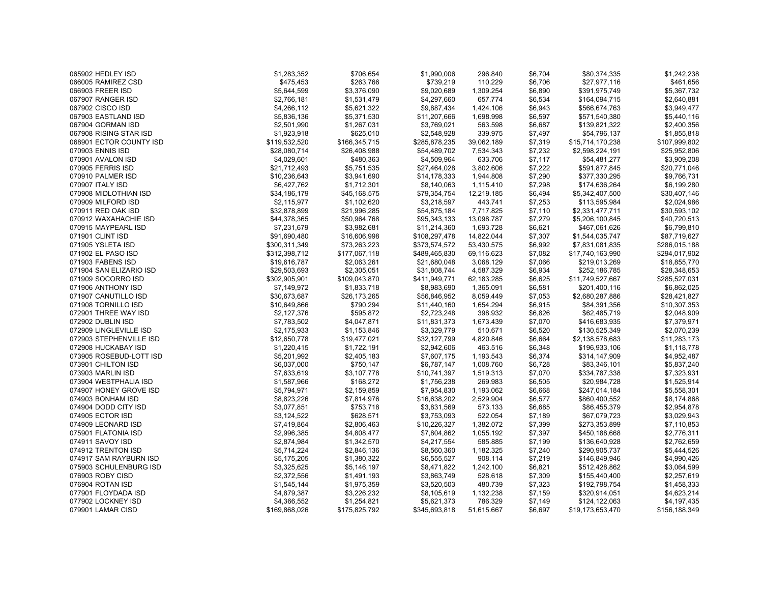| | | | | | | | |
|---|---|---|---|---|---|---|---|
| 065902 HEDLEY ISD | $1,283,352 | $706,654 | $1,990,006 | 296.840 | $6,704 | $80,374,335 | $1,242,238 |
| 066005 RAMIREZ CSD | $475,453 | $263,766 | $739,219 | 110.229 | $6,706 | $27,977,116 | $461,656 |
| 066903 FREER ISD | $5,644,599 | $3,376,090 | $9,020,689 | 1,309.254 | $6,890 | $391,975,749 | $5,367,732 |
| 067907 RANGER ISD | $2,766,181 | $1,531,479 | $4,297,660 | 657.774 | $6,534 | $164,094,715 | $2,640,881 |
| 067902 CISCO ISD | $4,266,112 | $5,621,322 | $9,887,434 | 1,424.106 | $6,943 | $566,674,763 | $3,949,477 |
| 067903 EASTLAND ISD | $5,836,136 | $5,371,530 | $11,207,666 | 1,698.998 | $6,597 | $571,540,380 | $5,440,116 |
| 067904 GORMAN ISD | $2,501,990 | $1,267,031 | $3,769,021 | 563.598 | $6,687 | $139,821,322 | $2,400,356 |
| 067908 RISING STAR ISD | $1,923,918 | $625,010 | $2,548,928 | 339.975 | $7,497 | $54,796,137 | $1,855,818 |
| 068901 ECTOR COUNTY ISD | $119,532,520 | $166,345,715 | $285,878,235 | 39,062.189 | $7,319 | $15,714,170,238 | $107,999,802 |
| 070903 ENNIS ISD | $28,080,714 | $26,408,988 | $54,489,702 | 7,534.343 | $7,232 | $2,598,224,191 | $25,952,806 |
| 070901 AVALON ISD | $4,029,601 | $480,363 | $4,509,964 | 633.706 | $7,117 | $54,481,277 | $3,909,208 |
| 070905 FERRIS ISD | $21,712,493 | $5,751,535 | $27,464,028 | 3,802.606 | $7,222 | $591,877,845 | $20,771,046 |
| 070910 PALMER ISD | $10,236,643 | $3,941,690 | $14,178,333 | 1,944.808 | $7,290 | $377,330,295 | $9,766,731 |
| 070907 ITALY ISD | $6,427,762 | $1,712,301 | $8,140,063 | 1,115.410 | $7,298 | $174,636,264 | $6,199,280 |
| 070908 MIDLOTHIAN ISD | $34,186,179 | $45,168,575 | $79,354,754 | 12,219.185 | $6,494 | $5,342,407,500 | $30,407,146 |
| 070909 MILFORD ISD | $2,115,977 | $1,102,620 | $3,218,597 | 443.741 | $7,253 | $113,595,984 | $2,024,986 |
| 070911 RED OAK ISD | $32,878,899 | $21,996,285 | $54,875,184 | 7,717.825 | $7,110 | $2,331,477,711 | $30,593,102 |
| 070912 WAXAHACHIE ISD | $44,378,365 | $50,964,768 | $95,343,133 | 13,098.787 | $7,279 | $5,206,100,845 | $40,720,513 |
| 070915 MAYPEARL ISD | $7,231,679 | $3,982,681 | $11,214,360 | 1,693.728 | $6,621 | $467,061,626 | $6,799,810 |
| 071901 CLINT ISD | $91,690,480 | $16,606,998 | $108,297,478 | 14,822.044 | $7,307 | $1,544,035,747 | $87,719,627 |
| 071905 YSLETA ISD | $300,311,349 | $73,263,223 | $373,574,572 | 53,430.575 | $6,992 | $7,831,081,835 | $286,015,188 |
| 071902 EL PASO ISD | $312,398,712 | $177,067,118 | $489,465,830 | 69,116.623 | $7,082 | $17,740,163,990 | $294,017,902 |
| 071903 FABENS ISD | $19,616,787 | $2,063,261 | $21,680,048 | 3,068.129 | $7,066 | $219,013,269 | $18,855,770 |
| 071904 SAN ELIZARIO ISD | $29,503,693 | $2,305,051 | $31,808,744 | 4,587.329 | $6,934 | $252,186,785 | $28,348,653 |
| 071909 SOCORRO ISD | $302,905,901 | $109,043,870 | $411,949,771 | 62,183.285 | $6,625 | $11,749,527,667 | $285,527,031 |
| 071906 ANTHONY ISD | $7,149,972 | $1,833,718 | $8,983,690 | 1,365.091 | $6,581 | $201,400,116 | $6,862,025 |
| 071907 CANUTILLO ISD | $30,673,687 | $26,173,265 | $56,846,952 | 8,059.449 | $7,053 | $2,680,287,886 | $28,421,827 |
| 071908 TORNILLO ISD | $10,649,866 | $790,294 | $11,440,160 | 1,654.294 | $6,915 | $84,391,356 | $10,307,353 |
| 072901 THREE WAY ISD | $2,127,376 | $595,872 | $2,723,248 | 398.932 | $6,826 | $62,485,719 | $2,048,909 |
| 072902 DUBLIN ISD | $7,783,502 | $4,047,871 | $11,831,373 | 1,673.439 | $7,070 | $416,683,935 | $7,379,971 |
| 072909 LINGLEVILLE ISD | $2,175,933 | $1,153,846 | $3,329,779 | 510.671 | $6,520 | $130,525,349 | $2,070,239 |
| 072903 STEPHENVILLE ISD | $12,650,778 | $19,477,021 | $32,127,799 | 4,820.846 | $6,664 | $2,138,578,683 | $11,283,173 |
| 072908 HUCKABAY ISD | $1,220,415 | $1,722,191 | $2,942,606 | 463.516 | $6,348 | $196,933,106 | $1,118,778 |
| 073905 ROSEBUD-LOTT ISD | $5,201,992 | $2,405,183 | $7,607,175 | 1,193.543 | $6,374 | $314,147,909 | $4,952,487 |
| 073901 CHILTON ISD | $6,037,000 | $750,147 | $6,787,147 | 1,008.760 | $6,728 | $83,346,101 | $5,837,240 |
| 073903 MARLIN ISD | $7,633,619 | $3,107,778 | $10,741,397 | 1,519.313 | $7,070 | $334,787,338 | $7,323,931 |
| 073904 WESTPHALIA ISD | $1,587,966 | $168,272 | $1,756,238 | 269.983 | $6,505 | $20,984,728 | $1,525,914 |
| 074907 HONEY GROVE ISD | $5,794,971 | $2,159,859 | $7,954,830 | 1,193.062 | $6,668 | $247,014,184 | $5,558,301 |
| 074903 BONHAM ISD | $8,823,226 | $7,814,976 | $16,638,202 | 2,529.904 | $6,577 | $860,400,552 | $8,174,868 |
| 074904 DODD CITY ISD | $3,077,851 | $753,718 | $3,831,569 | 573.133 | $6,685 | $86,455,379 | $2,954,878 |
| 074905 ECTOR ISD | $3,124,522 | $628,571 | $3,753,093 | 522.054 | $7,189 | $67,079,723 | $3,029,943 |
| 074909 LEONARD ISD | $7,419,864 | $2,806,463 | $10,226,327 | 1,382.072 | $7,399 | $273,353,899 | $7,110,853 |
| 075901 FLATONIA ISD | $2,996,385 | $4,808,477 | $7,804,862 | 1,055.192 | $7,397 | $450,188,668 | $2,776,311 |
| 074911 SAVOY ISD | $2,874,984 | $1,342,570 | $4,217,554 | 585.885 | $7,199 | $136,640,928 | $2,762,659 |
| 074912 TRENTON ISD | $5,714,224 | $2,846,136 | $8,560,360 | 1,182.325 | $7,240 | $290,905,737 | $5,444,526 |
| 074917 SAM RAYBURN ISD | $5,175,205 | $1,380,322 | $6,555,527 | 908.114 | $7,219 | $146,849,946 | $4,990,426 |
| 075903 SCHULENBURG ISD | $3,325,625 | $5,146,197 | $8,471,822 | 1,242.100 | $6,821 | $512,428,862 | $3,064,599 |
| 076903 ROBY CISD | $2,372,556 | $1,491,193 | $3,863,749 | 528.618 | $7,309 | $155,440,400 | $2,257,619 |
| 076904 ROTAN ISD | $1,545,144 | $1,975,359 | $3,520,503 | 480.739 | $7,323 | $192,798,754 | $1,458,333 |
| 077901 FLOYDADA ISD | $4,879,387 | $3,226,232 | $8,105,619 | 1,132.238 | $7,159 | $320,914,051 | $4,623,214 |
| 077902 LOCKNEY ISD | $4,366,552 | $1,254,821 | $5,621,373 | 786.329 | $7,149 | $124,122,063 | $4,197,435 |
| 079901 LAMAR CISD | $169,868,026 | $175,825,792 | $345,693,818 | 51,615.667 | $6,697 | $19,173,653,470 | $156,188,349 |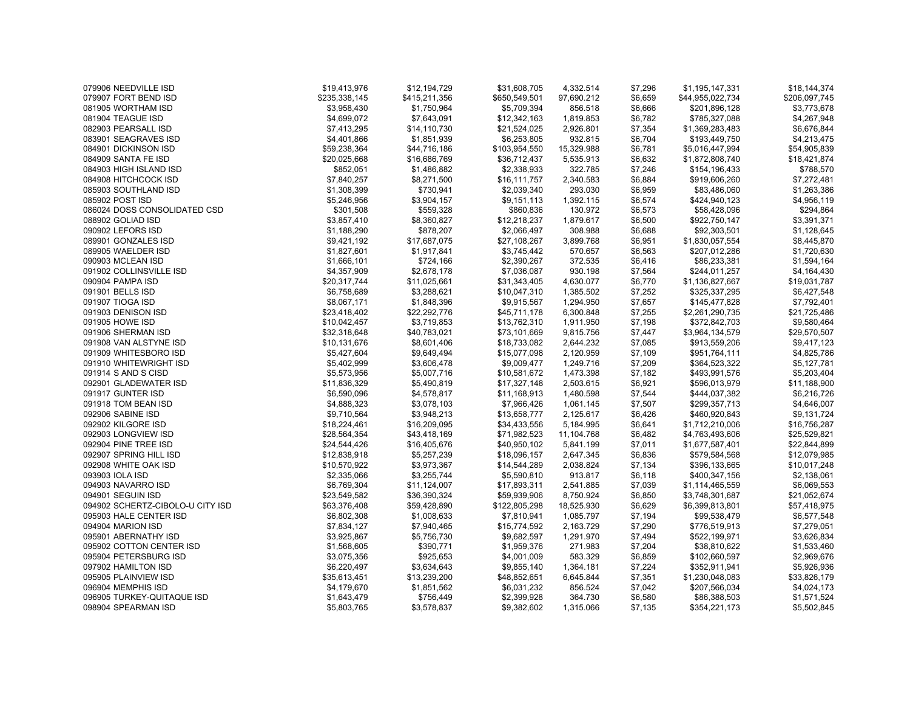| | | | | | | | |
|---|---|---|---|---|---|---|---|
| 079906 NEEDVILLE ISD | $19,413,976 | $12,194,729 | $31,608,705 | 4,332.514 | $7,296 | $1,195,147,331 | $18,144,374 |
| 079907 FORT BEND ISD | $235,338,145 | $415,211,356 | $650,549,501 | 97,690.212 | $6,659 | $44,955,022,734 | $206,097,745 |
| 081905 WORTHAM ISD | $3,958,430 | $1,750,964 | $5,709,394 | 856.518 | $6,666 | $201,896,128 | $3,773,678 |
| 081904 TEAGUE ISD | $4,699,072 | $7,643,091 | $12,342,163 | 1,819.853 | $6,782 | $785,327,088 | $4,267,948 |
| 082903 PEARSALL ISD | $7,413,295 | $14,110,730 | $21,524,025 | 2,926.801 | $7,354 | $1,369,283,483 | $6,676,844 |
| 083901 SEAGRAVES ISD | $4,401,866 | $1,851,939 | $6,253,805 | 932.815 | $6,704 | $193,449,750 | $4,213,475 |
| 084901 DICKINSON ISD | $59,238,364 | $44,716,186 | $103,954,550 | 15,329.988 | $6,781 | $5,016,447,994 | $54,905,839 |
| 084909 SANTA FE ISD | $20,025,668 | $16,686,769 | $36,712,437 | 5,535.913 | $6,632 | $1,872,808,740 | $18,421,874 |
| 084903 HIGH ISLAND ISD | $852,051 | $1,486,882 | $2,338,933 | 322.785 | $7,246 | $154,196,433 | $788,570 |
| 084908 HITCHCOCK ISD | $7,840,257 | $8,271,500 | $16,111,757 | 2,340.583 | $6,884 | $919,606,260 | $7,272,481 |
| 085903 SOUTHLAND ISD | $1,308,399 | $730,941 | $2,039,340 | 293.030 | $6,959 | $83,486,060 | $1,263,386 |
| 085902 POST ISD | $5,246,956 | $3,904,157 | $9,151,113 | 1,392.115 | $6,574 | $424,940,123 | $4,956,119 |
| 086024 DOSS CONSOLIDATED CSD | $301,508 | $559,328 | $860,836 | 130.972 | $6,573 | $58,428,096 | $294,864 |
| 088902 GOLIAD ISD | $3,857,410 | $8,360,827 | $12,218,237 | 1,879.617 | $6,500 | $922,750,147 | $3,391,371 |
| 090902 LEFORS ISD | $1,188,290 | $878,207 | $2,066,497 | 308.988 | $6,688 | $92,303,501 | $1,128,645 |
| 089901 GONZALES ISD | $9,421,192 | $17,687,075 | $27,108,267 | 3,899.768 | $6,951 | $1,830,057,554 | $8,445,870 |
| 089905 WAELDER ISD | $1,827,601 | $1,917,841 | $3,745,442 | 570.657 | $6,563 | $207,012,286 | $1,720,630 |
| 090903 MCLEAN ISD | $1,666,101 | $724,166 | $2,390,267 | 372.535 | $6,416 | $86,233,381 | $1,594,164 |
| 091902 COLLINSVILLE ISD | $4,357,909 | $2,678,178 | $7,036,087 | 930.198 | $7,564 | $244,011,257 | $4,164,430 |
| 090904 PAMPA ISD | $20,317,744 | $11,025,661 | $31,343,405 | 4,630.077 | $6,770 | $1,136,827,667 | $19,031,787 |
| 091901 BELLS ISD | $6,758,689 | $3,288,621 | $10,047,310 | 1,385.502 | $7,252 | $325,337,295 | $6,427,548 |
| 091907 TIOGA ISD | $8,067,171 | $1,848,396 | $9,915,567 | 1,294.950 | $7,657 | $145,477,828 | $7,792,401 |
| 091903 DENISON ISD | $23,418,402 | $22,292,776 | $45,711,178 | 6,300.848 | $7,255 | $2,261,290,735 | $21,725,486 |
| 091905 HOWE ISD | $10,042,457 | $3,719,853 | $13,762,310 | 1,911.950 | $7,198 | $372,842,703 | $9,580,464 |
| 091906 SHERMAN ISD | $32,318,648 | $40,783,021 | $73,101,669 | 9,815.756 | $7,447 | $3,964,134,579 | $29,570,507 |
| 091908 VAN ALSTYNE ISD | $10,131,676 | $8,601,406 | $18,733,082 | 2,644.232 | $7,085 | $913,559,206 | $9,417,123 |
| 091909 WHITESBORO ISD | $5,427,604 | $9,649,494 | $15,077,098 | 2,120.959 | $7,109 | $951,764,111 | $4,825,786 |
| 091910 WHITEWRIGHT ISD | $5,402,999 | $3,606,478 | $9,009,477 | 1,249.716 | $7,209 | $364,523,322 | $5,127,781 |
| 091914 S AND S CISD | $5,573,956 | $5,007,716 | $10,581,672 | 1,473.398 | $7,182 | $493,991,576 | $5,203,404 |
| 092901 GLADEWATER ISD | $11,836,329 | $5,490,819 | $17,327,148 | 2,503.615 | $6,921 | $596,013,979 | $11,188,900 |
| 091917 GUNTER ISD | $6,590,096 | $4,578,817 | $11,168,913 | 1,480.598 | $7,544 | $444,037,382 | $6,216,726 |
| 091918 TOM BEAN ISD | $4,888,323 | $3,078,103 | $7,966,426 | 1,061.145 | $7,507 | $299,357,713 | $4,646,007 |
| 092906 SABINE ISD | $9,710,564 | $3,948,213 | $13,658,777 | 2,125.617 | $6,426 | $460,920,843 | $9,131,724 |
| 092902 KILGORE ISD | $18,224,461 | $16,209,095 | $34,433,556 | 5,184.995 | $6,641 | $1,712,210,006 | $16,756,287 |
| 092903 LONGVIEW ISD | $28,564,354 | $43,418,169 | $71,982,523 | 11,104.768 | $6,482 | $4,763,493,606 | $25,529,821 |
| 092904 PINE TREE ISD | $24,544,426 | $16,405,676 | $40,950,102 | 5,841.199 | $7,011 | $1,677,587,401 | $22,844,899 |
| 092907 SPRING HILL ISD | $12,838,918 | $5,257,239 | $18,096,157 | 2,647.345 | $6,836 | $579,584,568 | $12,079,985 |
| 092908 WHITE OAK ISD | $10,570,922 | $3,973,367 | $14,544,289 | 2,038.824 | $7,134 | $396,133,665 | $10,017,248 |
| 093903 IOLA ISD | $2,335,066 | $3,255,744 | $5,590,810 | 913.817 | $6,118 | $400,347,156 | $2,138,061 |
| 094903 NAVARRO ISD | $6,769,304 | $11,124,007 | $17,893,311 | 2,541.885 | $7,039 | $1,114,465,559 | $6,069,553 |
| 094901 SEGUIN ISD | $23,549,582 | $36,390,324 | $59,939,906 | 8,750.924 | $6,850 | $3,748,301,687 | $21,052,674 |
| 094902 SCHERTZ-CIBOLO-U CITY ISD | $63,376,408 | $59,428,890 | $122,805,298 | 18,525.930 | $6,629 | $6,399,813,801 | $57,418,975 |
| 095903 HALE CENTER ISD | $6,802,308 | $1,008,633 | $7,810,941 | 1,085.797 | $7,194 | $99,538,479 | $6,577,548 |
| 094904 MARION ISD | $7,834,127 | $7,940,465 | $15,774,592 | 2,163.729 | $7,290 | $776,519,913 | $7,279,051 |
| 095901 ABERNATHY ISD | $3,925,867 | $5,756,730 | $9,682,597 | 1,291.970 | $7,494 | $522,199,971 | $3,626,834 |
| 095902 COTTON CENTER ISD | $1,568,605 | $390,771 | $1,959,376 | 271.983 | $7,204 | $38,810,622 | $1,533,460 |
| 095904 PETERSBURG ISD | $3,075,356 | $925,653 | $4,001,009 | 583.329 | $6,859 | $102,660,597 | $2,969,676 |
| 097902 HAMILTON ISD | $6,220,497 | $3,634,643 | $9,855,140 | 1,364.181 | $7,224 | $352,911,941 | $5,926,936 |
| 095905 PLAINVIEW ISD | $35,613,451 | $13,239,200 | $48,852,651 | 6,645.844 | $7,351 | $1,230,048,083 | $33,826,179 |
| 096904 MEMPHIS ISD | $4,179,670 | $1,851,562 | $6,031,232 | 856.524 | $7,042 | $207,566,034 | $4,024,173 |
| 096905 TURKEY-QUITAQUE ISD | $1,643,479 | $756,449 | $2,399,928 | 364.730 | $6,580 | $86,388,503 | $1,571,524 |
| 098904 SPEARMAN ISD | $5,803,765 | $3,578,837 | $9,382,602 | 1,315.066 | $7,135 | $354,221,173 | $5,502,845 |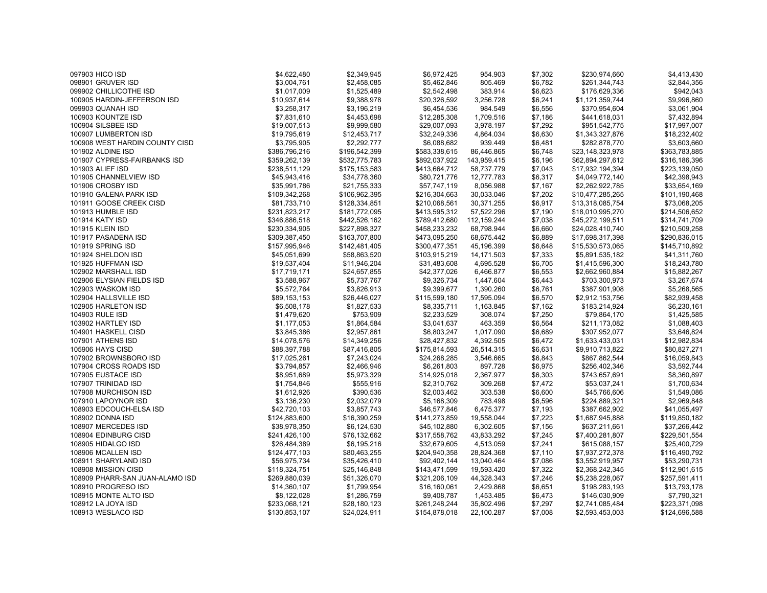| | | | | | | | |
|---|---|---|---|---|---|---|---|
| 097903 HICO ISD | $4,622,480 | $2,349,945 | $6,972,425 | 954.903 | $7,302 | $230,974,660 | $4,413,430 |
| 098901 GRUVER ISD | $3,004,761 | $2,458,085 | $5,462,846 | 805.469 | $6,782 | $261,344,743 | $2,844,356 |
| 099902 CHILLICOTHE ISD | $1,017,009 | $1,525,489 | $2,542,498 | 383.914 | $6,623 | $176,629,336 | $942,043 |
| 100905 HARDIN-JEFFERSON ISD | $10,937,614 | $9,388,978 | $20,326,592 | 3,256.728 | $6,241 | $1,121,359,744 | $9,996,860 |
| 099903 QUANAH ISD | $3,258,317 | $3,196,219 | $6,454,536 | 984.549 | $6,556 | $370,954,604 | $3,061,904 |
| 100903 KOUNTZE ISD | $7,831,610 | $4,453,698 | $12,285,308 | 1,709.516 | $7,186 | $441,618,031 | $7,432,894 |
| 100904 SILSBEE ISD | $19,007,513 | $9,999,580 | $29,007,093 | 3,978.197 | $7,292 | $951,542,775 | $17,997,007 |
| 100907 LUMBERTON ISD | $19,795,619 | $12,453,717 | $32,249,336 | 4,864.034 | $6,630 | $1,343,327,876 | $18,232,402 |
| 100908 WEST HARDIN COUNTY CISD | $3,795,905 | $2,292,777 | $6,088,682 | 939.449 | $6,481 | $282,878,770 | $3,603,660 |
| 101902 ALDINE ISD | $386,796,216 | $196,542,399 | $583,338,615 | 86,446.865 | $6,748 | $23,148,323,978 | $363,783,885 |
| 101907 CYPRESS-FAIRBANKS ISD | $359,262,139 | $532,775,783 | $892,037,922 | 143,959.415 | $6,196 | $62,894,297,612 | $316,186,396 |
| 101903 ALIEF ISD | $238,511,129 | $175,153,583 | $413,664,712 | 58,737.779 | $7,043 | $17,932,194,394 | $223,139,050 |
| 101905 CHANNELVIEW ISD | $45,943,416 | $34,778,360 | $80,721,776 | 12,777.783 | $6,317 | $4,049,772,140 | $42,398,943 |
| 101906 CROSBY ISD | $35,991,786 | $21,755,333 | $57,747,119 | 8,056.988 | $7,167 | $2,262,922,785 | $33,654,169 |
| 101910 GALENA PARK ISD | $109,342,268 | $106,962,395 | $216,304,663 | 30,033.046 | $7,202 | $10,477,285,265 | $101,190,468 |
| 101911 GOOSE CREEK CISD | $81,733,710 | $128,334,851 | $210,068,561 | 30,371.255 | $6,917 | $13,318,085,754 | $73,068,205 |
| 101913 HUMBLE ISD | $231,823,217 | $181,772,095 | $413,595,312 | 57,522.296 | $7,190 | $18,010,995,270 | $214,506,652 |
| 101914 KATY ISD | $346,886,518 | $442,526,162 | $789,412,680 | 112,159.244 | $7,038 | $45,272,199,511 | $314,741,709 |
| 101915 KLEIN ISD | $230,334,905 | $227,898,327 | $458,233,232 | 68,798.944 | $6,660 | $24,028,410,740 | $210,509,258 |
| 101917 PASADENA ISD | $309,387,450 | $163,707,800 | $473,095,250 | 68,675.442 | $6,889 | $17,698,317,398 | $290,836,015 |
| 101919 SPRING ISD | $157,995,946 | $142,481,405 | $300,477,351 | 45,196.399 | $6,648 | $15,530,573,065 | $145,710,892 |
| 101924 SHELDON ISD | $45,051,699 | $58,863,520 | $103,915,219 | 14,171.503 | $7,333 | $5,891,535,182 | $41,311,760 |
| 101925 HUFFMAN ISD | $19,537,404 | $11,946,204 | $31,483,608 | 4,695.528 | $6,705 | $1,415,596,300 | $18,243,780 |
| 102902 MARSHALL ISD | $17,719,171 | $24,657,855 | $42,377,026 | 6,466.877 | $6,553 | $2,662,960,884 | $15,882,267 |
| 102906 ELYSIAN FIELDS ISD | $3,588,967 | $5,737,767 | $9,326,734 | 1,447.604 | $6,443 | $703,300,973 | $3,267,674 |
| 102903 WASKOM ISD | $5,572,764 | $3,826,913 | $9,399,677 | 1,390.260 | $6,761 | $387,901,908 | $5,268,565 |
| 102904 HALLSVILLE ISD | $89,153,153 | $26,446,027 | $115,599,180 | 17,595.094 | $6,570 | $2,912,153,756 | $82,939,458 |
| 102905 HARLETON ISD | $6,508,178 | $1,827,533 | $8,335,711 | 1,163.845 | $7,162 | $183,214,924 | $6,230,161 |
| 104903 RULE ISD | $1,479,620 | $753,909 | $2,233,529 | 308.074 | $7,250 | $79,864,170 | $1,425,585 |
| 103902 HARTLEY ISD | $1,177,053 | $1,864,584 | $3,041,637 | 463.359 | $6,564 | $211,173,082 | $1,088,403 |
| 104901 HASKELL CISD | $3,845,386 | $2,957,861 | $6,803,247 | 1,017.090 | $6,689 | $307,952,077 | $3,646,824 |
| 107901 ATHENS ISD | $14,078,576 | $14,349,256 | $28,427,832 | 4,392.505 | $6,472 | $1,633,433,031 | $12,982,834 |
| 105906 HAYS CISD | $88,397,788 | $87,416,805 | $175,814,593 | 26,514.315 | $6,631 | $9,910,713,822 | $80,827,271 |
| 107902 BROWNSBORO ISD | $17,025,261 | $7,243,024 | $24,268,285 | 3,546.665 | $6,843 | $867,862,544 | $16,059,843 |
| 107904 CROSS ROADS ISD | $3,794,857 | $2,466,946 | $6,261,803 | 897.728 | $6,975 | $256,402,346 | $3,592,744 |
| 107905 EUSTACE ISD | $8,951,689 | $5,973,329 | $14,925,018 | 2,367.977 | $6,303 | $743,657,691 | $8,360,897 |
| 107907 TRINIDAD ISD | $1,754,846 | $555,916 | $2,310,762 | 309.268 | $7,472 | $53,037,241 | $1,700,634 |
| 107908 MURCHISON ISD | $1,612,926 | $390,536 | $2,003,462 | 303.538 | $6,600 | $45,766,606 | $1,549,086 |
| 107910 LAPOYNOR ISD | $3,136,230 | $2,032,079 | $5,168,309 | 783.498 | $6,596 | $224,889,321 | $2,969,848 |
| 108903 EDCOUCH-ELSA ISD | $42,720,103 | $3,857,743 | $46,577,846 | 6,475.377 | $7,193 | $387,662,902 | $41,055,497 |
| 108902 DONNA ISD | $124,883,600 | $16,390,259 | $141,273,859 | 19,558.044 | $7,223 | $1,687,945,888 | $119,850,182 |
| 108907 MERCEDES ISD | $38,978,350 | $6,124,530 | $45,102,880 | 6,302.605 | $7,156 | $637,211,661 | $37,266,442 |
| 108904 EDINBURG CISD | $241,426,100 | $76,132,662 | $317,558,762 | 43,833.292 | $7,245 | $7,400,281,807 | $229,501,554 |
| 108905 HIDALGO ISD | $26,484,389 | $6,195,216 | $32,679,605 | 4,513.059 | $7,241 | $615,088,157 | $25,400,729 |
| 108906 MCALLEN ISD | $124,477,103 | $80,463,255 | $204,940,358 | 28,824.368 | $7,110 | $7,937,272,378 | $116,490,792 |
| 108911 SHARYLAND ISD | $56,975,734 | $35,426,410 | $92,402,144 | 13,040.464 | $7,086 | $3,552,919,957 | $53,290,731 |
| 108908 MISSION CISD | $118,324,751 | $25,146,848 | $143,471,599 | 19,593.420 | $7,322 | $2,368,242,345 | $112,901,615 |
| 108909 PHARR-SAN JUAN-ALAMO ISD | $269,880,039 | $51,326,070 | $321,206,109 | 44,328.343 | $7,246 | $5,238,228,067 | $257,591,411 |
| 108910 PROGRESO ISD | $14,360,107 | $1,799,954 | $16,160,061 | 2,429.868 | $6,651 | $198,283,193 | $13,793,178 |
| 108915 MONTE ALTO ISD | $8,122,028 | $1,286,759 | $9,408,787 | 1,453.485 | $6,473 | $146,030,909 | $7,790,321 |
| 108912 LA JOYA ISD | $233,068,121 | $28,180,123 | $261,248,244 | 35,802.496 | $7,297 | $2,741,085,484 | $223,371,098 |
| 108913 WESLACO ISD | $130,853,107 | $24,024,911 | $154,878,018 | 22,100.287 | $7,008 | $2,593,453,003 | $124,696,588 |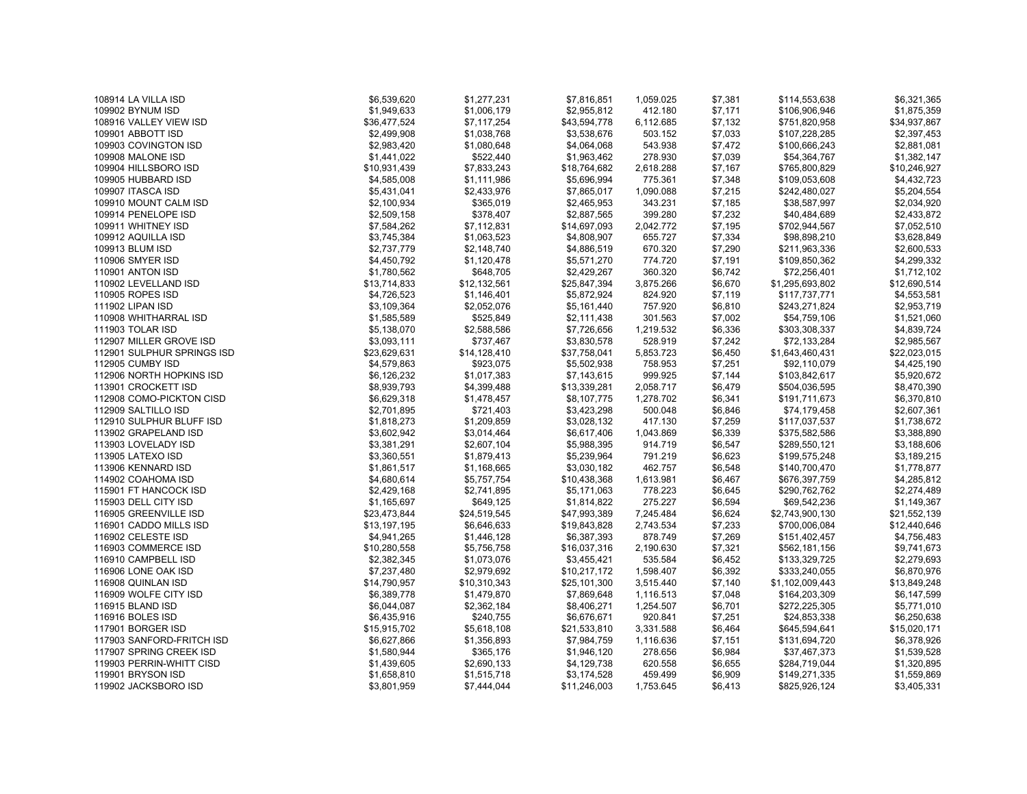| | | | | | | | |
|---|---|---|---|---|---|---|---|
| 108914 LA VILLA ISD | $6,539,620 | $1,277,231 | $7,816,851 | 1,059.025 | $7,381 | $114,553,638 | $6,321,365 |
| 109902 BYNUM ISD | $1,949,633 | $1,006,179 | $2,955,812 | 412.180 | $7,171 | $106,906,946 | $1,875,359 |
| 108916 VALLEY VIEW ISD | $36,477,524 | $7,117,254 | $43,594,778 | 6,112.685 | $7,132 | $751,820,958 | $34,937,867 |
| 109901 ABBOTT ISD | $2,499,908 | $1,038,768 | $3,538,676 | 503.152 | $7,033 | $107,228,285 | $2,397,453 |
| 109903 COVINGTON ISD | $2,983,420 | $1,080,648 | $4,064,068 | 543.938 | $7,472 | $100,666,243 | $2,881,081 |
| 109908 MALONE ISD | $1,441,022 | $522,440 | $1,963,462 | 278.930 | $7,039 | $54,364,767 | $1,382,147 |
| 109904 HILLSBORO ISD | $10,931,439 | $7,833,243 | $18,764,682 | 2,618.288 | $7,167 | $765,800,829 | $10,246,927 |
| 109905 HUBBARD ISD | $4,585,008 | $1,111,986 | $5,696,994 | 775.361 | $7,348 | $109,053,608 | $4,432,723 |
| 109907 ITASCA ISD | $5,431,041 | $2,433,976 | $7,865,017 | 1,090.088 | $7,215 | $242,480,027 | $5,204,554 |
| 109910 MOUNT CALM ISD | $2,100,934 | $365,019 | $2,465,953 | 343.231 | $7,185 | $38,587,997 | $2,034,920 |
| 109914 PENELOPE ISD | $2,509,158 | $378,407 | $2,887,565 | 399.280 | $7,232 | $40,484,689 | $2,433,872 |
| 109911 WHITNEY ISD | $7,584,262 | $7,112,831 | $14,697,093 | 2,042.772 | $7,195 | $702,944,567 | $7,052,510 |
| 109912 AQUILLA ISD | $3,745,384 | $1,063,523 | $4,808,907 | 655.727 | $7,334 | $98,898,210 | $3,628,849 |
| 109913 BLUM ISD | $2,737,779 | $2,148,740 | $4,886,519 | 670.320 | $7,290 | $211,963,336 | $2,600,533 |
| 110906 SMYER ISD | $4,450,792 | $1,120,478 | $5,571,270 | 774.720 | $7,191 | $109,850,362 | $4,299,332 |
| 110901 ANTON ISD | $1,780,562 | $648,705 | $2,429,267 | 360.320 | $6,742 | $72,256,401 | $1,712,102 |
| 110902 LEVELLAND ISD | $13,714,833 | $12,132,561 | $25,847,394 | 3,875.266 | $6,670 | $1,295,693,802 | $12,690,514 |
| 110905 ROPES ISD | $4,726,523 | $1,146,401 | $5,872,924 | 824.920 | $7,119 | $117,737,771 | $4,553,581 |
| 111902 LIPAN ISD | $3,109,364 | $2,052,076 | $5,161,440 | 757.920 | $6,810 | $243,271,824 | $2,953,719 |
| 110908 WHITHARRAL ISD | $1,585,589 | $525,849 | $2,111,438 | 301.563 | $7,002 | $54,759,106 | $1,521,060 |
| 111903 TOLAR ISD | $5,138,070 | $2,588,586 | $7,726,656 | 1,219.532 | $6,336 | $303,308,337 | $4,839,724 |
| 112907 MILLER GROVE ISD | $3,093,111 | $737,467 | $3,830,578 | 528.919 | $7,242 | $72,133,284 | $2,985,567 |
| 112901 SULPHUR SPRINGS ISD | $23,629,631 | $14,128,410 | $37,758,041 | 5,853.723 | $6,450 | $1,643,460,431 | $22,023,015 |
| 112905 CUMBY ISD | $4,579,863 | $923,075 | $5,502,938 | 758.953 | $7,251 | $92,110,079 | $4,425,190 |
| 112906 NORTH HOPKINS ISD | $6,126,232 | $1,017,383 | $7,143,615 | 999.925 | $7,144 | $103,842,617 | $5,920,672 |
| 113901 CROCKETT ISD | $8,939,793 | $4,399,488 | $13,339,281 | 2,058.717 | $6,479 | $504,036,595 | $8,470,390 |
| 112908 COMO-PICKTON CISD | $6,629,318 | $1,478,457 | $8,107,775 | 1,278.702 | $6,341 | $191,711,673 | $6,370,810 |
| 112909 SALTILLO ISD | $2,701,895 | $721,403 | $3,423,298 | 500.048 | $6,846 | $74,179,458 | $2,607,361 |
| 112910 SULPHUR BLUFF ISD | $1,818,273 | $1,209,859 | $3,028,132 | 417.130 | $7,259 | $117,037,537 | $1,738,672 |
| 113902 GRAPELAND ISD | $3,602,942 | $3,014,464 | $6,617,406 | 1,043.869 | $6,339 | $375,582,586 | $3,388,890 |
| 113903 LOVELADY ISD | $3,381,291 | $2,607,104 | $5,988,395 | 914.719 | $6,547 | $289,550,121 | $3,188,606 |
| 113905 LATEXO ISD | $3,360,551 | $1,879,413 | $5,239,964 | 791.219 | $6,623 | $199,575,248 | $3,189,215 |
| 113906 KENNARD ISD | $1,861,517 | $1,168,665 | $3,030,182 | 462.757 | $6,548 | $140,700,470 | $1,778,877 |
| 114902 COAHOMA ISD | $4,680,614 | $5,757,754 | $10,438,368 | 1,613.981 | $6,467 | $676,397,759 | $4,285,812 |
| 115901 FT HANCOCK ISD | $2,429,168 | $2,741,895 | $5,171,063 | 778.223 | $6,645 | $290,762,762 | $2,274,489 |
| 115903 DELL CITY ISD | $1,165,697 | $649,125 | $1,814,822 | 275.227 | $6,594 | $69,542,236 | $1,149,367 |
| 116905 GREENVILLE ISD | $23,473,844 | $24,519,545 | $47,993,389 | 7,245.484 | $6,624 | $2,743,900,130 | $21,552,139 |
| 116901 CADDO MILLS ISD | $13,197,195 | $6,646,633 | $19,843,828 | 2,743.534 | $7,233 | $700,006,084 | $12,440,646 |
| 116902 CELESTE ISD | $4,941,265 | $1,446,128 | $6,387,393 | 878.749 | $7,269 | $151,402,457 | $4,756,483 |
| 116903 COMMERCE ISD | $10,280,558 | $5,756,758 | $16,037,316 | 2,190.630 | $7,321 | $562,181,156 | $9,741,673 |
| 116910 CAMPBELL ISD | $2,382,345 | $1,073,076 | $3,455,421 | 535.584 | $6,452 | $133,329,725 | $2,279,693 |
| 116906 LONE OAK ISD | $7,237,480 | $2,979,692 | $10,217,172 | 1,598.407 | $6,392 | $333,240,055 | $6,870,976 |
| 116908 QUINLAN ISD | $14,790,957 | $10,310,343 | $25,101,300 | 3,515.440 | $7,140 | $1,102,009,443 | $13,849,248 |
| 116909 WOLFE CITY ISD | $6,389,778 | $1,479,870 | $7,869,648 | 1,116.513 | $7,048 | $164,203,309 | $6,147,599 |
| 116915 BLAND ISD | $6,044,087 | $2,362,184 | $8,406,271 | 1,254.507 | $6,701 | $272,225,305 | $5,771,010 |
| 116916 BOLES ISD | $6,435,916 | $240,755 | $6,676,671 | 920.841 | $7,251 | $24,853,338 | $6,250,638 |
| 117901 BORGER ISD | $15,915,702 | $5,618,108 | $21,533,810 | 3,331.588 | $6,464 | $645,594,641 | $15,020,171 |
| 117903 SANFORD-FRITCH ISD | $6,627,866 | $1,356,893 | $7,984,759 | 1,116.636 | $7,151 | $131,694,720 | $6,378,926 |
| 117907 SPRING CREEK ISD | $1,580,944 | $365,176 | $1,946,120 | 278.656 | $6,984 | $37,467,373 | $1,539,528 |
| 119903 PERRIN-WHITT CISD | $1,439,605 | $2,690,133 | $4,129,738 | 620.558 | $6,655 | $284,719,044 | $1,320,895 |
| 119901 BRYSON ISD | $1,658,810 | $1,515,718 | $3,174,528 | 459.499 | $6,909 | $149,271,335 | $1,559,869 |
| 119902 JACKSBORO ISD | $3,801,959 | $7,444,044 | $11,246,003 | 1,753.645 | $6,413 | $825,926,124 | $3,405,331 |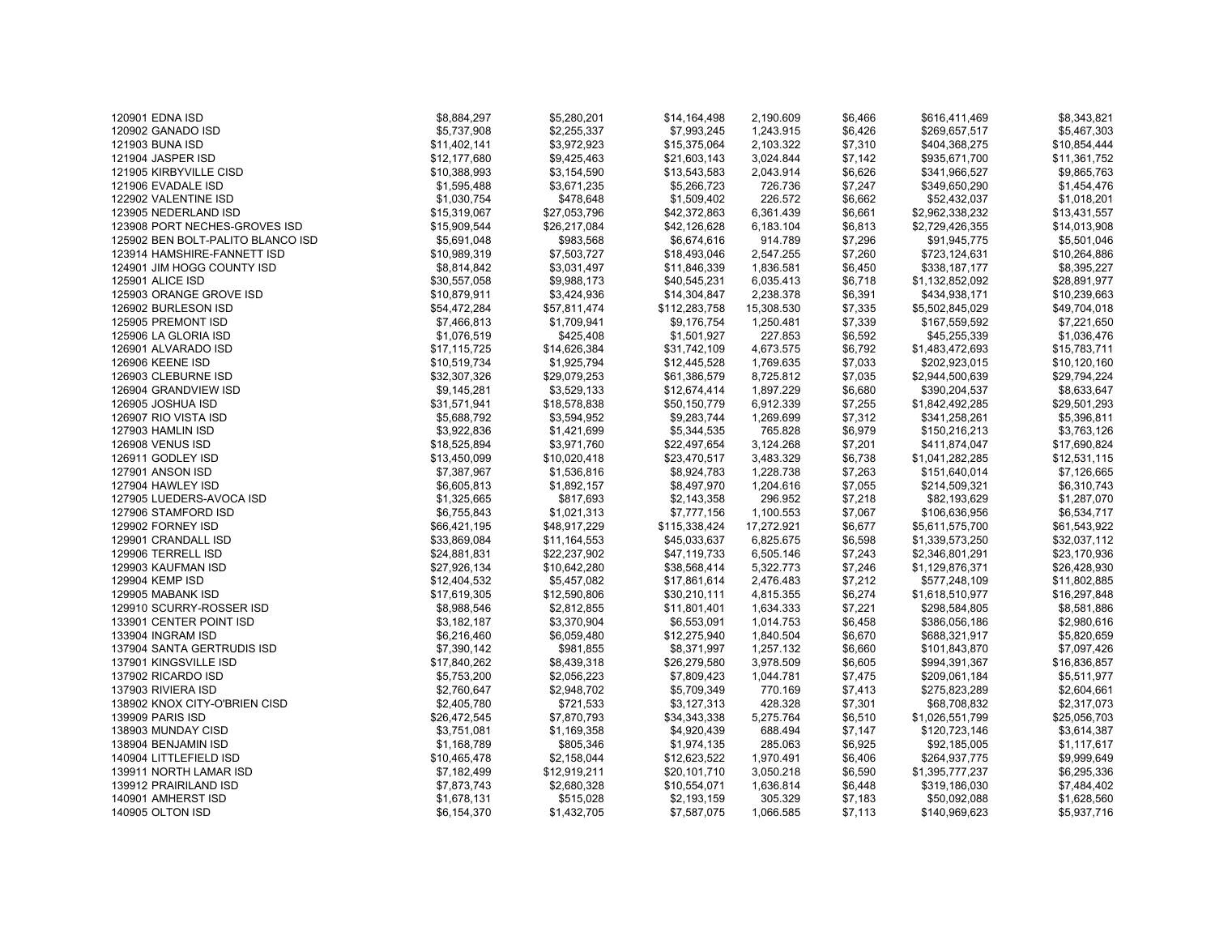| | | | | | | | |
|---|---|---|---|---|---|---|---|
| 120901 EDNA ISD | $8,884,297 | $5,280,201 | $14,164,498 | 2,190.609 | $6,466 | $616,411,469 | $8,343,821 |
| 120902 GANADO ISD | $5,737,908 | $2,255,337 | $7,993,245 | 1,243.915 | $6,426 | $269,657,517 | $5,467,303 |
| 121903 BUNA ISD | $11,402,141 | $3,972,923 | $15,375,064 | 2,103.322 | $7,310 | $404,368,275 | $10,854,444 |
| 121904 JASPER ISD | $12,177,680 | $9,425,463 | $21,603,143 | 3,024.844 | $7,142 | $935,671,700 | $11,361,752 |
| 121905 KIRBYVILLE CISD | $10,388,993 | $3,154,590 | $13,543,583 | 2,043.914 | $6,626 | $341,966,527 | $9,865,763 |
| 121906 EVADALE ISD | $1,595,488 | $3,671,235 | $5,266,723 | 726.736 | $7,247 | $349,650,290 | $1,454,476 |
| 122902 VALENTINE ISD | $1,030,754 | $478,648 | $1,509,402 | 226.572 | $6,662 | $52,432,037 | $1,018,201 |
| 123905 NEDERLAND ISD | $15,319,067 | $27,053,796 | $42,372,863 | 6,361.439 | $6,661 | $2,962,338,232 | $13,431,557 |
| 123908 PORT NECHES-GROVES ISD | $15,909,544 | $26,217,084 | $42,126,628 | 6,183.104 | $6,813 | $2,729,426,355 | $14,013,908 |
| 125902 BEN BOLT-PALITO BLANCO ISD | $5,691,048 | $983,568 | $6,674,616 | 914.789 | $7,296 | $91,945,775 | $5,501,046 |
| 123914 HAMSHIRE-FANNETT ISD | $10,989,319 | $7,503,727 | $18,493,046 | 2,547.255 | $7,260 | $723,124,631 | $10,264,886 |
| 124901 JIM HOGG COUNTY ISD | $8,814,842 | $3,031,497 | $11,846,339 | 1,836.581 | $6,450 | $338,187,177 | $8,395,227 |
| 125901 ALICE ISD | $30,557,058 | $9,988,173 | $40,545,231 | 6,035.413 | $6,718 | $1,132,852,092 | $28,891,977 |
| 125903 ORANGE GROVE ISD | $10,879,911 | $3,424,936 | $14,304,847 | 2,238.378 | $6,391 | $434,938,171 | $10,239,663 |
| 126902 BURLESON ISD | $54,472,284 | $57,811,474 | $112,283,758 | 15,308.530 | $7,335 | $5,502,845,029 | $49,704,018 |
| 125905 PREMONT ISD | $7,466,813 | $1,709,941 | $9,176,754 | 1,250.481 | $7,339 | $167,559,592 | $7,221,650 |
| 125906 LA GLORIA ISD | $1,076,519 | $425,408 | $1,501,927 | 227.853 | $6,592 | $45,255,339 | $1,036,476 |
| 126901 ALVARADO ISD | $17,115,725 | $14,626,384 | $31,742,109 | 4,673.575 | $6,792 | $1,483,472,693 | $15,783,711 |
| 126906 KEENE ISD | $10,519,734 | $1,925,794 | $12,445,528 | 1,769.635 | $7,033 | $202,923,015 | $10,120,160 |
| 126903 CLEBURNE ISD | $32,307,326 | $29,079,253 | $61,386,579 | 8,725.812 | $7,035 | $2,944,500,639 | $29,794,224 |
| 126904 GRANDVIEW ISD | $9,145,281 | $3,529,133 | $12,674,414 | 1,897.229 | $6,680 | $390,204,537 | $8,633,647 |
| 126905 JOSHUA ISD | $31,571,941 | $18,578,838 | $50,150,779 | 6,912.339 | $7,255 | $1,842,492,285 | $29,501,293 |
| 126907 RIO VISTA ISD | $5,688,792 | $3,594,952 | $9,283,744 | 1,269.699 | $7,312 | $341,258,261 | $5,396,811 |
| 127903 HAMLIN ISD | $3,922,836 | $1,421,699 | $5,344,535 | 765.828 | $6,979 | $150,216,213 | $3,763,126 |
| 126908 VENUS ISD | $18,525,894 | $3,971,760 | $22,497,654 | 3,124.268 | $7,201 | $411,874,047 | $17,690,824 |
| 126911 GODLEY ISD | $13,450,099 | $10,020,418 | $23,470,517 | 3,483.329 | $6,738 | $1,041,282,285 | $12,531,115 |
| 127901 ANSON ISD | $7,387,967 | $1,536,816 | $8,924,783 | 1,228.738 | $7,263 | $151,640,014 | $7,126,665 |
| 127904 HAWLEY ISD | $6,605,813 | $1,892,157 | $8,497,970 | 1,204.616 | $7,055 | $214,509,321 | $6,310,743 |
| 127905 LUEDERS-AVOCA ISD | $1,325,665 | $817,693 | $2,143,358 | 296.952 | $7,218 | $82,193,629 | $1,287,070 |
| 127906 STAMFORD ISD | $6,755,843 | $1,021,313 | $7,777,156 | 1,100.553 | $7,067 | $106,636,956 | $6,534,717 |
| 129902 FORNEY ISD | $66,421,195 | $48,917,229 | $115,338,424 | 17,272.921 | $6,677 | $5,611,575,700 | $61,543,922 |
| 129901 CRANDALL ISD | $33,869,084 | $11,164,553 | $45,033,637 | 6,825.675 | $6,598 | $1,339,573,250 | $32,037,112 |
| 129906 TERRELL ISD | $24,881,831 | $22,237,902 | $47,119,733 | 6,505.146 | $7,243 | $2,346,801,291 | $23,170,936 |
| 129903 KAUFMAN ISD | $27,926,134 | $10,642,280 | $38,568,414 | 5,322.773 | $7,246 | $1,129,876,371 | $26,428,930 |
| 129904 KEMP ISD | $12,404,532 | $5,457,082 | $17,861,614 | 2,476.483 | $7,212 | $577,248,109 | $11,802,885 |
| 129905 MABANK ISD | $17,619,305 | $12,590,806 | $30,210,111 | 4,815.355 | $6,274 | $1,618,510,977 | $16,297,848 |
| 129910 SCURRY-ROSSER ISD | $8,988,546 | $2,812,855 | $11,801,401 | 1,634.333 | $7,221 | $298,584,805 | $8,581,886 |
| 133901 CENTER POINT ISD | $3,182,187 | $3,370,904 | $6,553,091 | 1,014.753 | $6,458 | $386,056,186 | $2,980,616 |
| 133904 INGRAM ISD | $6,216,460 | $6,059,480 | $12,275,940 | 1,840.504 | $6,670 | $688,321,917 | $5,820,659 |
| 137904 SANTA GERTRUDIS ISD | $7,390,142 | $981,855 | $8,371,997 | 1,257.132 | $6,660 | $101,843,870 | $7,097,426 |
| 137901 KINGSVILLE ISD | $17,840,262 | $8,439,318 | $26,279,580 | 3,978.509 | $6,605 | $994,391,367 | $16,836,857 |
| 137902 RICARDO ISD | $5,753,200 | $2,056,223 | $7,809,423 | 1,044.781 | $7,475 | $209,061,184 | $5,511,977 |
| 137903 RIVIERA ISD | $2,760,647 | $2,948,702 | $5,709,349 | 770.169 | $7,413 | $275,823,289 | $2,604,661 |
| 138902 KNOX CITY-O'BRIEN CISD | $2,405,780 | $721,533 | $3,127,313 | 428.328 | $7,301 | $68,708,832 | $2,317,073 |
| 139909 PARIS ISD | $26,472,545 | $7,870,793 | $34,343,338 | 5,275.764 | $6,510 | $1,026,551,799 | $25,056,703 |
| 138903 MUNDAY CISD | $3,751,081 | $1,169,358 | $4,920,439 | 688.494 | $7,147 | $120,723,146 | $3,614,387 |
| 138904 BENJAMIN ISD | $1,168,789 | $805,346 | $1,974,135 | 285.063 | $6,925 | $92,185,005 | $1,117,617 |
| 140904 LITTLEFIELD ISD | $10,465,478 | $2,158,044 | $12,623,522 | 1,970.491 | $6,406 | $264,937,775 | $9,999,649 |
| 139911 NORTH LAMAR ISD | $7,182,499 | $12,919,211 | $20,101,710 | 3,050.218 | $6,590 | $1,395,777,237 | $6,295,336 |
| 139912 PRAIRILAND ISD | $7,873,743 | $2,680,328 | $10,554,071 | 1,636.814 | $6,448 | $319,186,030 | $7,484,402 |
| 140901 AMHERST ISD | $1,678,131 | $515,028 | $2,193,159 | 305.329 | $7,183 | $50,092,088 | $1,628,560 |
| 140905 OLTON ISD | $6,154,370 | $1,432,705 | $7,587,075 | 1,066.585 | $7,113 | $140,969,623 | $5,937,716 |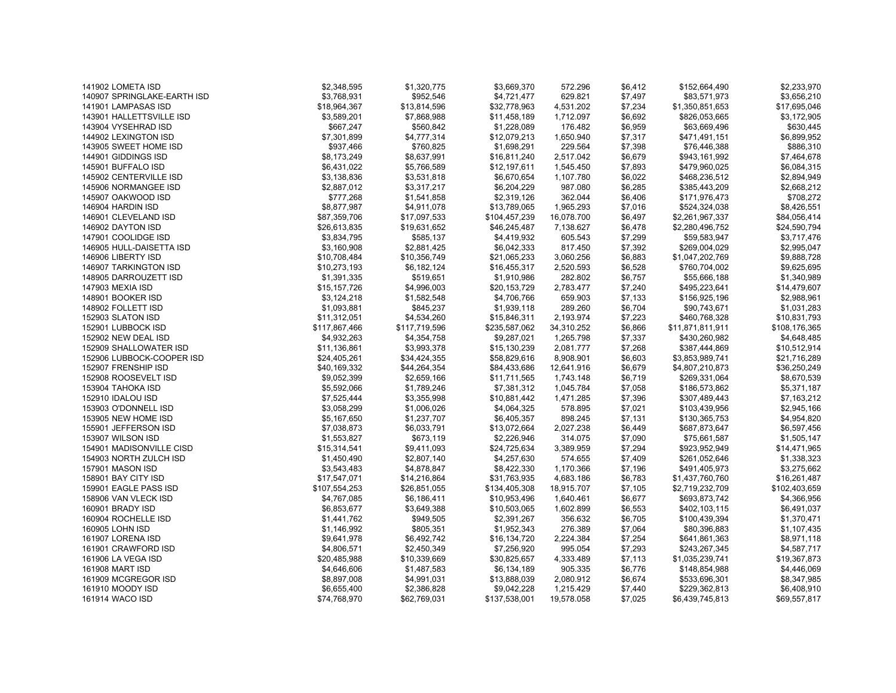| | | | | | | | |
|---|---|---|---|---|---|---|---|
| 141902 LOMETA ISD | $2,348,595 | $1,320,775 | $3,669,370 | 572.296 | $6,412 | $152,664,490 | $2,233,970 |
| 140907 SPRINGLAKE-EARTH ISD | $3,768,931 | $952,546 | $4,721,477 | 629.821 | $7,497 | $83,571,973 | $3,656,210 |
| 141901 LAMPASAS ISD | $18,964,367 | $13,814,596 | $32,778,963 | 4,531.202 | $7,234 | $1,350,851,653 | $17,695,046 |
| 143901 HALLETTSVILLE ISD | $3,589,201 | $7,868,988 | $11,458,189 | 1,712.097 | $6,692 | $826,053,665 | $3,172,905 |
| 143904 VYSEHRAD ISD | $667,247 | $560,842 | $1,228,089 | 176.482 | $6,959 | $63,669,496 | $630,445 |
| 144902 LEXINGTON ISD | $7,301,899 | $4,777,314 | $12,079,213 | 1,650.940 | $7,317 | $471,491,151 | $6,899,952 |
| 143905 SWEET HOME ISD | $937,466 | $760,825 | $1,698,291 | 229.564 | $7,398 | $76,446,388 | $886,310 |
| 144901 GIDDINGS ISD | $8,173,249 | $8,637,991 | $16,811,240 | 2,517.042 | $6,679 | $943,161,992 | $7,464,678 |
| 145901 BUFFALO ISD | $6,431,022 | $5,766,589 | $12,197,611 | 1,545.450 | $7,893 | $479,960,025 | $6,084,315 |
| 145902 CENTERVILLE ISD | $3,138,836 | $3,531,818 | $6,670,654 | 1,107.780 | $6,022 | $468,236,512 | $2,894,949 |
| 145906 NORMANGEE ISD | $2,887,012 | $3,317,217 | $6,204,229 | 987.080 | $6,285 | $385,443,209 | $2,668,212 |
| 145907 OAKWOOD ISD | $777,268 | $1,541,858 | $2,319,126 | 362.044 | $6,406 | $171,976,473 | $708,272 |
| 146904 HARDIN ISD | $8,877,987 | $4,911,078 | $13,789,065 | 1,965.293 | $7,016 | $524,324,038 | $8,426,551 |
| 146901 CLEVELAND ISD | $87,359,706 | $17,097,533 | $104,457,239 | 16,078.700 | $6,497 | $2,261,967,337 | $84,056,414 |
| 146902 DAYTON ISD | $26,613,835 | $19,631,652 | $46,245,487 | 7,138.627 | $6,478 | $2,280,496,752 | $24,590,794 |
| 147901 COOLIDGE ISD | $3,834,795 | $585,137 | $4,419,932 | 605.543 | $7,299 | $59,583,947 | $3,717,476 |
| 146905 HULL-DAISETTA ISD | $3,160,908 | $2,881,425 | $6,042,333 | 817.450 | $7,392 | $269,004,029 | $2,995,047 |
| 146906 LIBERTY ISD | $10,708,484 | $10,356,749 | $21,065,233 | 3,060.256 | $6,883 | $1,047,202,769 | $9,888,728 |
| 146907 TARKINGTON ISD | $10,273,193 | $6,182,124 | $16,455,317 | 2,520.593 | $6,528 | $760,704,002 | $9,625,695 |
| 148905 DARROUZETT ISD | $1,391,335 | $519,651 | $1,910,986 | 282.802 | $6,757 | $55,666,188 | $1,340,989 |
| 147903 MEXIA ISD | $15,157,726 | $4,996,003 | $20,153,729 | 2,783.477 | $7,240 | $495,223,641 | $14,479,607 |
| 148901 BOOKER ISD | $3,124,218 | $1,582,548 | $4,706,766 | 659.903 | $7,133 | $156,925,196 | $2,988,961 |
| 148902 FOLLETT ISD | $1,093,881 | $845,237 | $1,939,118 | 289.260 | $6,704 | $90,743,671 | $1,031,283 |
| 152903 SLATON ISD | $11,312,051 | $4,534,260 | $15,846,311 | 2,193.974 | $7,223 | $460,768,328 | $10,831,793 |
| 152901 LUBBOCK ISD | $117,867,466 | $117,719,596 | $235,587,062 | 34,310.252 | $6,866 | $11,871,811,911 | $108,176,365 |
| 152902 NEW DEAL ISD | $4,932,263 | $4,354,758 | $9,287,021 | 1,265.798 | $7,337 | $430,260,982 | $4,648,485 |
| 152909 SHALLOWATER ISD | $11,136,861 | $3,993,378 | $15,130,239 | 2,081.777 | $7,268 | $387,444,869 | $10,512,914 |
| 152906 LUBBOCK-COOPER ISD | $24,405,261 | $34,424,355 | $58,829,616 | 8,908.901 | $6,603 | $3,853,989,741 | $21,716,289 |
| 152907 FRENSHIP ISD | $40,169,332 | $44,264,354 | $84,433,686 | 12,641.916 | $6,679 | $4,807,210,873 | $36,250,249 |
| 152908 ROOSEVELT ISD | $9,052,399 | $2,659,166 | $11,711,565 | 1,743.148 | $6,719 | $269,331,064 | $8,670,539 |
| 153904 TAHOKA ISD | $5,592,066 | $1,789,246 | $7,381,312 | 1,045.784 | $7,058 | $186,573,862 | $5,371,187 |
| 152910 IDALOU ISD | $7,525,444 | $3,355,998 | $10,881,442 | 1,471.285 | $7,396 | $307,489,443 | $7,163,212 |
| 153903 O'DONNELL ISD | $3,058,299 | $1,006,026 | $4,064,325 | 578.895 | $7,021 | $103,439,956 | $2,945,166 |
| 153905 NEW HOME ISD | $5,167,650 | $1,237,707 | $6,405,357 | 898.245 | $7,131 | $130,365,753 | $4,954,820 |
| 155901 JEFFERSON ISD | $7,038,873 | $6,033,791 | $13,072,664 | 2,027.238 | $6,449 | $687,873,647 | $6,597,456 |
| 153907 WILSON ISD | $1,553,827 | $673,119 | $2,226,946 | 314.075 | $7,090 | $75,661,587 | $1,505,147 |
| 154901 MADISONVILLE CISD | $15,314,541 | $9,411,093 | $24,725,634 | 3,389.959 | $7,294 | $923,952,949 | $14,471,965 |
| 154903 NORTH ZULCH ISD | $1,450,490 | $2,807,140 | $4,257,630 | 574.655 | $7,409 | $261,052,646 | $1,338,323 |
| 157901 MASON ISD | $3,543,483 | $4,878,847 | $8,422,330 | 1,170.366 | $7,196 | $491,405,973 | $3,275,662 |
| 158901 BAY CITY ISD | $17,547,071 | $14,216,864 | $31,763,935 | 4,683.186 | $6,783 | $1,437,760,760 | $16,261,487 |
| 159901 EAGLE PASS ISD | $107,554,253 | $26,851,055 | $134,405,308 | 18,915.707 | $7,105 | $2,719,232,709 | $102,403,659 |
| 158906 VAN VLECK ISD | $4,767,085 | $6,186,411 | $10,953,496 | 1,640.461 | $6,677 | $693,873,742 | $4,366,956 |
| 160901 BRADY ISD | $6,853,677 | $3,649,388 | $10,503,065 | 1,602.899 | $6,553 | $402,103,115 | $6,491,037 |
| 160904 ROCHELLE ISD | $1,441,762 | $949,505 | $2,391,267 | 356.632 | $6,705 | $100,439,394 | $1,370,471 |
| 160905 LOHN ISD | $1,146,992 | $805,351 | $1,952,343 | 276.389 | $7,064 | $80,396,883 | $1,107,435 |
| 161907 LORENA ISD | $9,641,978 | $6,492,742 | $16,134,720 | 2,224.384 | $7,254 | $641,861,363 | $8,971,118 |
| 161901 CRAWFORD ISD | $4,806,571 | $2,450,349 | $7,256,920 | 995.054 | $7,293 | $243,267,345 | $4,587,717 |
| 161906 LA VEGA ISD | $20,485,988 | $10,339,669 | $30,825,657 | 4,333.489 | $7,113 | $1,035,239,741 | $19,367,873 |
| 161908 MART ISD | $4,646,606 | $1,487,583 | $6,134,189 | 905.335 | $6,776 | $148,854,988 | $4,446,069 |
| 161909 MCGREGOR ISD | $8,897,008 | $4,991,031 | $13,888,039 | 2,080.912 | $6,674 | $533,696,301 | $8,347,985 |
| 161910 MOODY ISD | $6,655,400 | $2,386,828 | $9,042,228 | 1,215.429 | $7,440 | $229,362,813 | $6,408,910 |
| 161914 WACO ISD | $74,768,970 | $62,769,031 | $137,538,001 | 19,578.058 | $7,025 | $6,439,745,813 | $69,557,817 |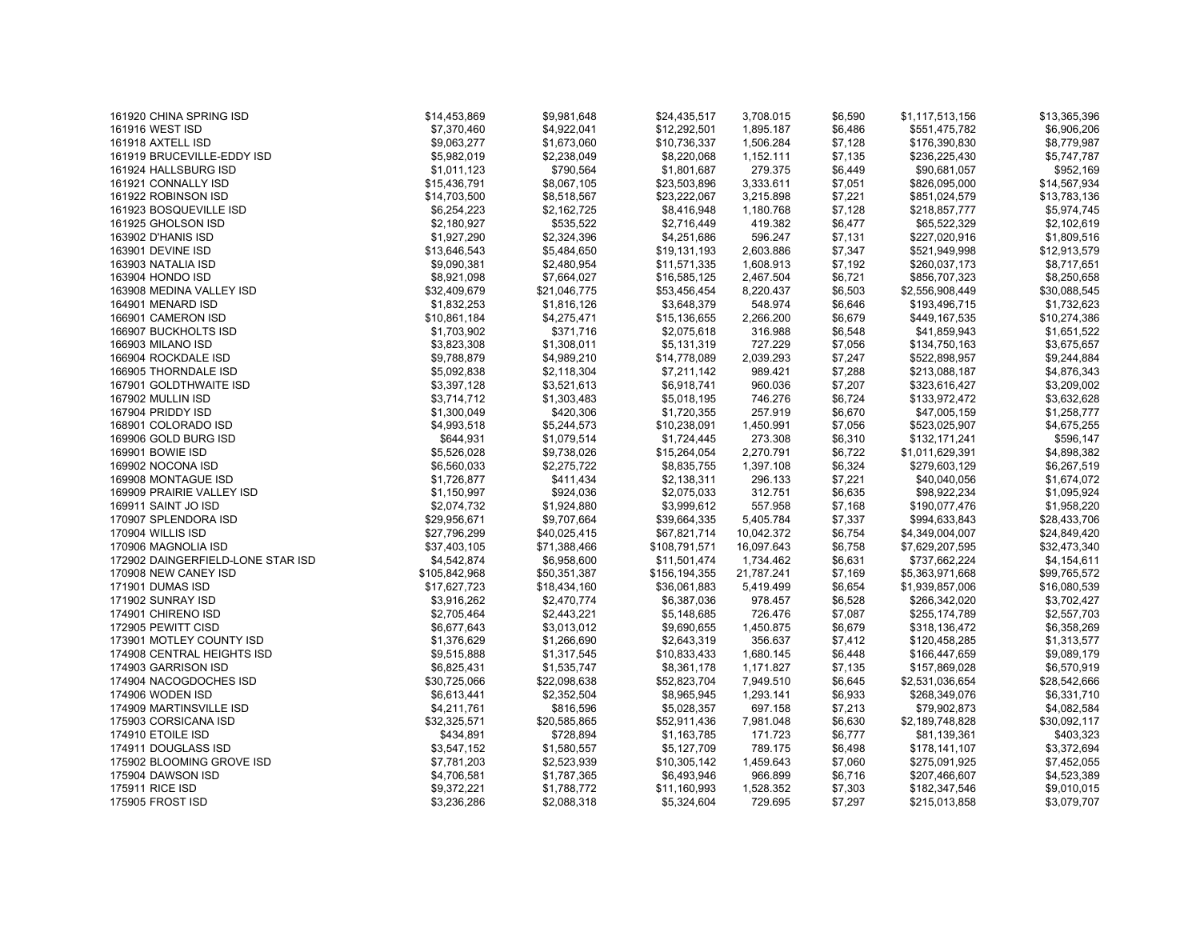| | | | | | | | |
|---|---|---|---|---|---|---|---|
| 161920 CHINA SPRING ISD | $14,453,869 | $9,981,648 | $24,435,517 | 3,708.015 | $6,590 | $1,117,513,156 | $13,365,396 |
| 161916 WEST ISD | $7,370,460 | $4,922,041 | $12,292,501 | 1,895.187 | $6,486 | $551,475,782 | $6,906,206 |
| 161918 AXTELL ISD | $9,063,277 | $1,673,060 | $10,736,337 | 1,506.284 | $7,128 | $176,390,830 | $8,779,987 |
| 161919 BRUCEVILLE-EDDY ISD | $5,982,019 | $2,238,049 | $8,220,068 | 1,152.111 | $7,135 | $236,225,430 | $5,747,787 |
| 161924 HALLSBURG ISD | $1,011,123 | $790,564 | $1,801,687 | 279.375 | $6,449 | $90,681,057 | $952,169 |
| 161921 CONNALLY ISD | $15,436,791 | $8,067,105 | $23,503,896 | 3,333.611 | $7,051 | $826,095,000 | $14,567,934 |
| 161922 ROBINSON ISD | $14,703,500 | $8,518,567 | $23,222,067 | 3,215.898 | $7,221 | $851,024,579 | $13,783,136 |
| 161923 BOSQUEVILLE ISD | $6,254,223 | $2,162,725 | $8,416,948 | 1,180.768 | $7,128 | $218,857,777 | $5,974,745 |
| 161925 GHOLSON ISD | $2,180,927 | $535,522 | $2,716,449 | 419.382 | $6,477 | $65,522,329 | $2,102,619 |
| 163902 D'HANIS ISD | $1,927,290 | $2,324,396 | $4,251,686 | 596.247 | $7,131 | $227,020,916 | $1,809,516 |
| 163901 DEVINE ISD | $13,646,543 | $5,484,650 | $19,131,193 | 2,603.886 | $7,347 | $521,949,998 | $12,913,579 |
| 163903 NATALIA ISD | $9,090,381 | $2,480,954 | $11,571,335 | 1,608.913 | $7,192 | $260,037,173 | $8,717,651 |
| 163904 HONDO ISD | $8,921,098 | $7,664,027 | $16,585,125 | 2,467.504 | $6,721 | $856,707,323 | $8,250,658 |
| 163908 MEDINA VALLEY ISD | $32,409,679 | $21,046,775 | $53,456,454 | 8,220.437 | $6,503 | $2,556,908,449 | $30,088,545 |
| 164901 MENARD ISD | $1,832,253 | $1,816,126 | $3,648,379 | 548.974 | $6,646 | $193,496,715 | $1,732,623 |
| 166901 CAMERON ISD | $10,861,184 | $4,275,471 | $15,136,655 | 2,266.200 | $6,679 | $449,167,535 | $10,274,386 |
| 166907 BUCKHOLTS ISD | $1,703,902 | $371,716 | $2,075,618 | 316.988 | $6,548 | $41,859,943 | $1,651,522 |
| 166903 MILANO ISD | $3,823,308 | $1,308,011 | $5,131,319 | 727.229 | $7,056 | $134,750,163 | $3,675,657 |
| 166904 ROCKDALE ISD | $9,788,879 | $4,989,210 | $14,778,089 | 2,039.293 | $7,247 | $522,898,957 | $9,244,884 |
| 166905 THORNDALE ISD | $5,092,838 | $2,118,304 | $7,211,142 | 989.421 | $7,288 | $213,088,187 | $4,876,343 |
| 167901 GOLDTHWAITE ISD | $3,397,128 | $3,521,613 | $6,918,741 | 960.036 | $7,207 | $323,616,427 | $3,209,002 |
| 167902 MULLIN ISD | $3,714,712 | $1,303,483 | $5,018,195 | 746.276 | $6,724 | $133,972,472 | $3,632,628 |
| 167904 PRIDDY ISD | $1,300,049 | $420,306 | $1,720,355 | 257.919 | $6,670 | $47,005,159 | $1,258,777 |
| 168901 COLORADO ISD | $4,993,518 | $5,244,573 | $10,238,091 | 1,450.991 | $7,056 | $523,025,907 | $4,675,255 |
| 169906 GOLD BURG ISD | $644,931 | $1,079,514 | $1,724,445 | 273.308 | $6,310 | $132,171,241 | $596,147 |
| 169901 BOWIE ISD | $5,526,028 | $9,738,026 | $15,264,054 | 2,270.791 | $6,722 | $1,011,629,391 | $4,898,382 |
| 169902 NOCONA ISD | $6,560,033 | $2,275,722 | $8,835,755 | 1,397.108 | $6,324 | $279,603,129 | $6,267,519 |
| 169908 MONTAGUE ISD | $1,726,877 | $411,434 | $2,138,311 | 296.133 | $7,221 | $40,040,056 | $1,674,072 |
| 169909 PRAIRIE VALLEY ISD | $1,150,997 | $924,036 | $2,075,033 | 312.751 | $6,635 | $98,922,234 | $1,095,924 |
| 169911 SAINT JO ISD | $2,074,732 | $1,924,880 | $3,999,612 | 557.958 | $7,168 | $190,077,476 | $1,958,220 |
| 170907 SPLENDORA ISD | $29,956,671 | $9,707,664 | $39,664,335 | 5,405.784 | $7,337 | $994,633,843 | $28,433,706 |
| 170904 WILLIS ISD | $27,796,299 | $40,025,415 | $67,821,714 | 10,042.372 | $6,754 | $4,349,004,007 | $24,849,420 |
| 170906 MAGNOLIA ISD | $37,403,105 | $71,388,466 | $108,791,571 | 16,097.643 | $6,758 | $7,629,207,595 | $32,473,340 |
| 172902 DAINGERFIELD-LONE STAR ISD | $4,542,874 | $6,958,600 | $11,501,474 | 1,734.462 | $6,631 | $737,662,224 | $4,154,611 |
| 170908 NEW CANEY ISD | $105,842,968 | $50,351,387 | $156,194,355 | 21,787.241 | $7,169 | $5,363,971,668 | $99,765,572 |
| 171901 DUMAS ISD | $17,627,723 | $18,434,160 | $36,061,883 | 5,419.499 | $6,654 | $1,939,857,006 | $16,080,539 |
| 171902 SUNRAY ISD | $3,916,262 | $2,470,774 | $6,387,036 | 978.457 | $6,528 | $266,342,020 | $3,702,427 |
| 174901 CHIRENO ISD | $2,705,464 | $2,443,221 | $5,148,685 | 726.476 | $7,087 | $255,174,789 | $2,557,703 |
| 172905 PEWITT CISD | $6,677,643 | $3,013,012 | $9,690,655 | 1,450.875 | $6,679 | $318,136,472 | $6,358,269 |
| 173901 MOTLEY COUNTY ISD | $1,376,629 | $1,266,690 | $2,643,319 | 356.637 | $7,412 | $120,458,285 | $1,313,577 |
| 174908 CENTRAL HEIGHTS ISD | $9,515,888 | $1,317,545 | $10,833,433 | 1,680.145 | $6,448 | $166,447,659 | $9,089,179 |
| 174903 GARRISON ISD | $6,825,431 | $1,535,747 | $8,361,178 | 1,171.827 | $7,135 | $157,869,028 | $6,570,919 |
| 174904 NACOGDOCHES ISD | $30,725,066 | $22,098,638 | $52,823,704 | 7,949.510 | $6,645 | $2,531,036,654 | $28,542,666 |
| 174906 WODEN ISD | $6,613,441 | $2,352,504 | $8,965,945 | 1,293.141 | $6,933 | $268,349,076 | $6,331,710 |
| 174909 MARTINSVILLE ISD | $4,211,761 | $816,596 | $5,028,357 | 697.158 | $7,213 | $79,902,873 | $4,082,584 |
| 175903 CORSICANA ISD | $32,325,571 | $20,585,865 | $52,911,436 | 7,981.048 | $6,630 | $2,189,748,828 | $30,092,117 |
| 174910 ETOILE ISD | $434,891 | $728,894 | $1,163,785 | 171.723 | $6,777 | $81,139,361 | $403,323 |
| 174911 DOUGLASS ISD | $3,547,152 | $1,580,557 | $5,127,709 | 789.175 | $6,498 | $178,141,107 | $3,372,694 |
| 175902 BLOOMING GROVE ISD | $7,781,203 | $2,523,939 | $10,305,142 | 1,459.643 | $7,060 | $275,091,925 | $7,452,055 |
| 175904 DAWSON ISD | $4,706,581 | $1,787,365 | $6,493,946 | 966.899 | $6,716 | $207,466,607 | $4,523,389 |
| 175911 RICE ISD | $9,372,221 | $1,788,772 | $11,160,993 | 1,528.352 | $7,303 | $182,347,546 | $9,010,015 |
| 175905 FROST ISD | $3,236,286 | $2,088,318 | $5,324,604 | 729.695 | $7,297 | $215,013,858 | $3,079,707 |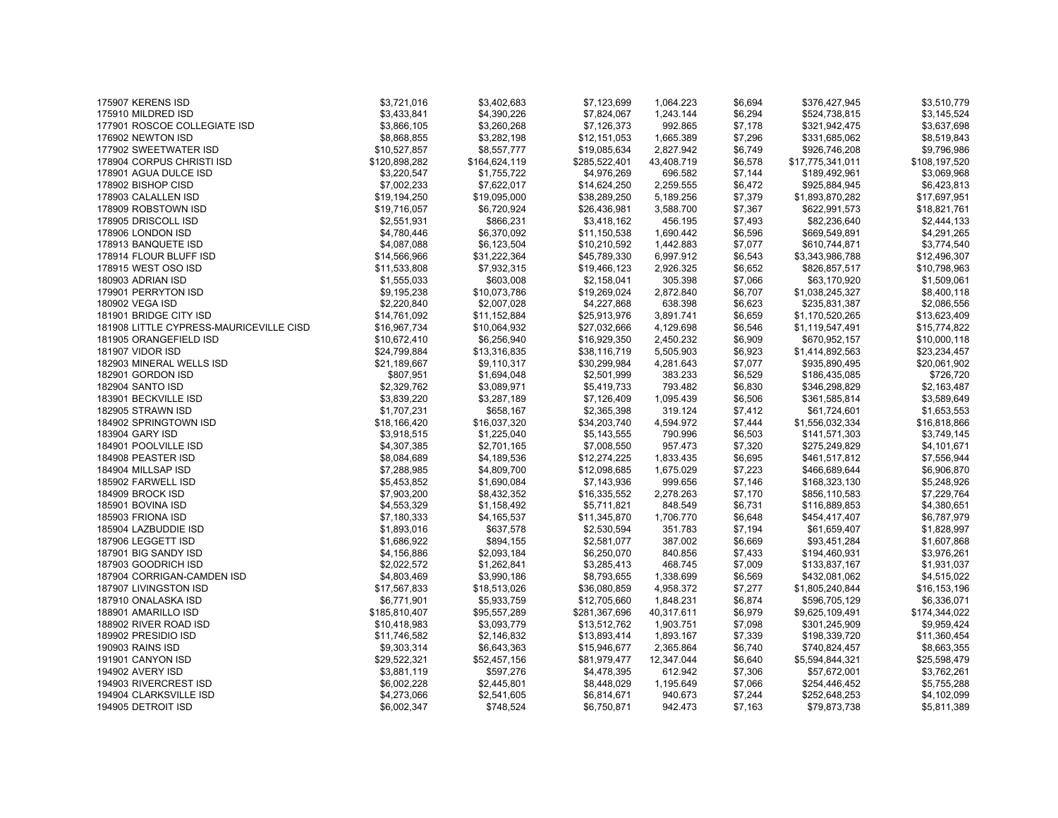| | | | | | | | |
|---|---|---|---|---|---|---|---|
| 175907 KERENS ISD | $3,721,016 | $3,402,683 | $7,123,699 | 1,064.223 | $6,694 | $376,427,945 | $3,510,779 |
| 175910 MILDRED ISD | $3,433,841 | $4,390,226 | $7,824,067 | 1,243.144 | $6,294 | $524,738,815 | $3,145,524 |
| 177901 ROSCOE COLLEGIATE ISD | $3,866,105 | $3,260,268 | $7,126,373 | 992.865 | $7,178 | $321,942,475 | $3,637,698 |
| 176902 NEWTON ISD | $8,868,855 | $3,282,198 | $12,151,053 | 1,665.389 | $7,296 | $331,685,062 | $8,519,843 |
| 177902 SWEETWATER ISD | $10,527,857 | $8,557,777 | $19,085,634 | 2,827.942 | $6,749 | $926,746,208 | $9,796,986 |
| 178904 CORPUS CHRISTI ISD | $120,898,282 | $164,624,119 | $285,522,401 | 43,408.719 | $6,578 | $17,775,341,011 | $108,197,520 |
| 178901 AGUA DULCE ISD | $3,220,547 | $1,755,722 | $4,976,269 | 696.582 | $7,144 | $189,492,961 | $3,069,968 |
| 178902 BISHOP CISD | $7,002,233 | $7,622,017 | $14,624,250 | 2,259.555 | $6,472 | $925,884,945 | $6,423,813 |
| 178903 CALALLEN ISD | $19,194,250 | $19,095,000 | $38,289,250 | 5,189.256 | $7,379 | $1,893,870,282 | $17,697,951 |
| 178909 ROBSTOWN ISD | $19,716,057 | $6,720,924 | $26,436,981 | 3,588.700 | $7,367 | $622,991,573 | $18,821,761 |
| 178905 DRISCOLL ISD | $2,551,931 | $866,231 | $3,418,162 | 456.195 | $7,493 | $82,236,640 | $2,444,133 |
| 178906 LONDON ISD | $4,780,446 | $6,370,092 | $11,150,538 | 1,690.442 | $6,596 | $669,549,891 | $4,291,265 |
| 178913 BANQUETE ISD | $4,087,088 | $6,123,504 | $10,210,592 | 1,442.883 | $7,077 | $610,744,871 | $3,774,540 |
| 178914 FLOUR BLUFF ISD | $14,566,966 | $31,222,364 | $45,789,330 | 6,997.912 | $6,543 | $3,343,986,788 | $12,496,307 |
| 178915 WEST OSO ISD | $11,533,808 | $7,932,315 | $19,466,123 | 2,926.325 | $6,652 | $826,857,517 | $10,798,963 |
| 180903 ADRIAN ISD | $1,555,033 | $603,008 | $2,158,041 | 305.398 | $7,066 | $63,170,920 | $1,509,061 |
| 179901 PERRYTON ISD | $9,195,238 | $10,073,786 | $19,269,024 | 2,872.840 | $6,707 | $1,038,245,327 | $8,400,118 |
| 180902 VEGA ISD | $2,220,840 | $2,007,028 | $4,227,868 | 638.398 | $6,623 | $235,831,387 | $2,086,556 |
| 181901 BRIDGE CITY ISD | $14,761,092 | $11,152,884 | $25,913,976 | 3,891.741 | $6,659 | $1,170,520,265 | $13,623,409 |
| 181908 LITTLE CYPRESS-MAURICEVILLE CISD | $16,967,734 | $10,064,932 | $27,032,666 | 4,129.698 | $6,546 | $1,119,547,491 | $15,774,822 |
| 181905 ORANGEFIELD ISD | $10,672,410 | $6,256,940 | $16,929,350 | 2,450.232 | $6,909 | $670,952,157 | $10,000,118 |
| 181907 VIDOR ISD | $24,799,884 | $13,316,835 | $38,116,719 | 5,505.903 | $6,923 | $1,414,892,563 | $23,234,457 |
| 182903 MINERAL WELLS ISD | $21,189,667 | $9,110,317 | $30,299,984 | 4,281.643 | $7,077 | $935,890,495 | $20,061,902 |
| 182901 GORDON ISD | $807,951 | $1,694,048 | $2,501,999 | 383.233 | $6,529 | $186,435,085 | $726,720 |
| 182904 SANTO ISD | $2,329,762 | $3,089,971 | $5,419,733 | 793.482 | $6,830 | $346,298,829 | $2,163,487 |
| 183901 BECKVILLE ISD | $3,839,220 | $3,287,189 | $7,126,409 | 1,095.439 | $6,506 | $361,585,814 | $3,589,649 |
| 182905 STRAWN ISD | $1,707,231 | $658,167 | $2,365,398 | 319.124 | $7,412 | $61,724,601 | $1,653,553 |
| 184902 SPRINGTOWN ISD | $18,166,420 | $16,037,320 | $34,203,740 | 4,594.972 | $7,444 | $1,556,032,334 | $16,818,866 |
| 183904 GARY ISD | $3,918,515 | $1,225,040 | $5,143,555 | 790.996 | $6,503 | $141,571,303 | $3,749,145 |
| 184901 POOLVILLE ISD | $4,307,385 | $2,701,165 | $7,008,550 | 957.473 | $7,320 | $275,249,829 | $4,101,671 |
| 184908 PEASTER ISD | $8,084,689 | $4,189,536 | $12,274,225 | 1,833.435 | $6,695 | $461,517,812 | $7,556,944 |
| 184904 MILLSAP ISD | $7,288,985 | $4,809,700 | $12,098,685 | 1,675.029 | $7,223 | $466,689,644 | $6,906,870 |
| 185902 FARWELL ISD | $5,453,852 | $1,690,084 | $7,143,936 | 999.656 | $7,146 | $168,323,130 | $5,248,926 |
| 184909 BROCK ISD | $7,903,200 | $8,432,352 | $16,335,552 | 2,278.263 | $7,170 | $856,110,583 | $7,229,764 |
| 185901 BOVINA ISD | $4,553,329 | $1,158,492 | $5,711,821 | 848.549 | $6,731 | $116,889,853 | $4,380,651 |
| 185903 FRIONA ISD | $7,180,333 | $4,165,537 | $11,345,870 | 1,706.770 | $6,648 | $454,417,407 | $6,787,979 |
| 185904 LAZBUDDIE ISD | $1,893,016 | $637,578 | $2,530,594 | 351.783 | $7,194 | $61,659,407 | $1,828,997 |
| 187906 LEGGETT ISD | $1,686,922 | $894,155 | $2,581,077 | 387.002 | $6,669 | $93,451,284 | $1,607,868 |
| 187901 BIG SANDY ISD | $4,156,886 | $2,093,184 | $6,250,070 | 840.856 | $7,433 | $194,460,931 | $3,976,261 |
| 187903 GOODRICH ISD | $2,022,572 | $1,262,841 | $3,285,413 | 468.745 | $7,009 | $133,837,167 | $1,931,037 |
| 187904 CORRIGAN-CAMDEN ISD | $4,803,469 | $3,990,186 | $8,793,655 | 1,338.699 | $6,569 | $432,081,062 | $4,515,022 |
| 187907 LIVINGSTON ISD | $17,567,833 | $18,513,026 | $36,080,859 | 4,958.372 | $7,277 | $1,805,240,844 | $16,153,196 |
| 187910 ONALASKA ISD | $6,771,901 | $5,933,759 | $12,705,660 | 1,848.231 | $6,874 | $596,705,129 | $6,336,071 |
| 188901 AMARILLO ISD | $185,810,407 | $95,557,289 | $281,367,696 | 40,317.611 | $6,979 | $9,625,109,491 | $174,344,022 |
| 188902 RIVER ROAD ISD | $10,418,983 | $3,093,779 | $13,512,762 | 1,903.751 | $7,098 | $301,245,909 | $9,959,424 |
| 189902 PRESIDIO ISD | $11,746,582 | $2,146,832 | $13,893,414 | 1,893.167 | $7,339 | $198,339,720 | $11,360,454 |
| 190903 RAINS ISD | $9,303,314 | $6,643,363 | $15,946,677 | 2,365.864 | $6,740 | $740,824,457 | $8,663,355 |
| 191901 CANYON ISD | $29,522,321 | $52,457,156 | $81,979,477 | 12,347.044 | $6,640 | $5,594,844,321 | $25,598,479 |
| 194902 AVERY ISD | $3,881,119 | $597,276 | $4,478,395 | 612.942 | $7,306 | $57,672,001 | $3,762,261 |
| 194903 RIVERCREST ISD | $6,002,228 | $2,445,801 | $8,448,029 | 1,195.649 | $7,066 | $254,446,452 | $5,755,288 |
| 194904 CLARKSVILLE ISD | $4,273,066 | $2,541,605 | $6,814,671 | 940.673 | $7,244 | $252,648,253 | $4,102,099 |
| 194905 DETROIT ISD | $6,002,347 | $748,524 | $6,750,871 | 942.473 | $7,163 | $79,873,738 | $5,811,389 |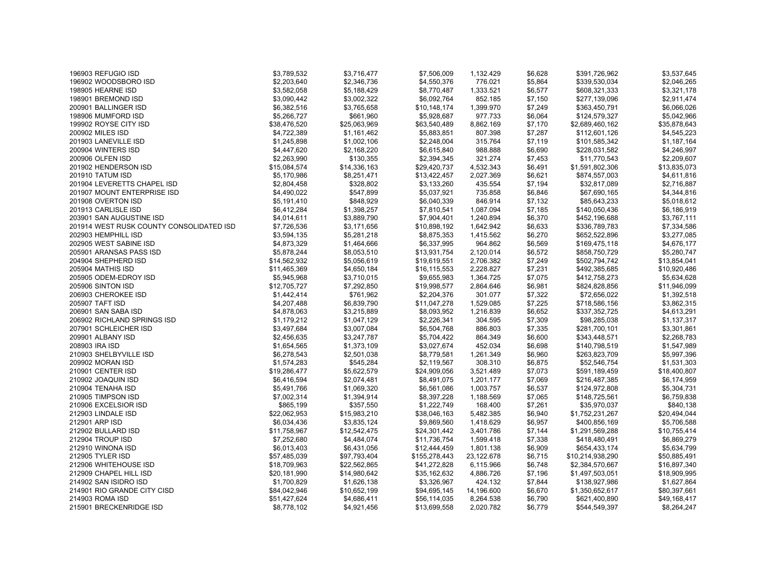| | | | | | | | |
|---|---|---|---|---|---|---|---|
| 196903 REFUGIO ISD | $3,789,532 | $3,716,477 | $7,506,009 | 1,132.429 | $6,628 | $391,726,962 | $3,537,645 |
| 196902 WOODSBORO ISD | $2,203,640 | $2,346,736 | $4,550,376 | 776.021 | $5,864 | $339,530,034 | $2,046,265 |
| 198905 HEARNE ISD | $3,582,058 | $5,188,429 | $8,770,487 | 1,333.521 | $6,577 | $608,321,333 | $3,321,178 |
| 198901 BREMOND ISD | $3,090,442 | $3,002,322 | $6,092,764 | 852.185 | $7,150 | $277,139,096 | $2,911,474 |
| 200901 BALLINGER ISD | $6,382,516 | $3,765,658 | $10,148,174 | 1,399.970 | $7,249 | $363,450,791 | $6,066,026 |
| 198906 MUMFORD ISD | $5,266,727 | $661,960 | $5,928,687 | 977.733 | $6,064 | $124,579,327 | $5,042,966 |
| 199902 ROYSE CITY ISD | $38,476,520 | $25,063,969 | $63,540,489 | 8,862.169 | $7,170 | $2,689,460,162 | $35,878,643 |
| 200902 MILES ISD | $4,722,389 | $1,161,462 | $5,883,851 | 807.398 | $7,287 | $112,601,126 | $4,545,223 |
| 201903 LANEVILLE ISD | $1,245,898 | $1,002,106 | $2,248,004 | 315.764 | $7,119 | $101,585,342 | $1,187,164 |
| 200904 WINTERS ISD | $4,447,620 | $2,168,220 | $6,615,840 | 988.888 | $6,690 | $228,031,582 | $4,246,997 |
| 200906 OLFEN ISD | $2,263,990 | $130,355 | $2,394,345 | 321.274 | $7,453 | $11,770,543 | $2,209,607 |
| 201902 HENDERSON ISD | $15,084,574 | $14,336,163 | $29,420,737 | 4,532.343 | $6,491 | $1,591,802,306 | $13,835,073 |
| 201910 TATUM ISD | $5,170,986 | $8,251,471 | $13,422,457 | 2,027.369 | $6,621 | $874,557,003 | $4,611,816 |
| 201904 LEVERETTS CHAPEL ISD | $2,804,458 | $328,802 | $3,133,260 | 435.554 | $7,194 | $32,817,089 | $2,716,887 |
| 201907 MOUNT ENTERPRISE ISD | $4,490,022 | $547,899 | $5,037,921 | 735.858 | $6,846 | $67,690,165 | $4,344,816 |
| 201908 OVERTON ISD | $5,191,410 | $848,929 | $6,040,339 | 846.914 | $7,132 | $85,643,233 | $5,018,612 |
| 201913 CARLISLE ISD | $6,412,284 | $1,398,257 | $7,810,541 | 1,087.094 | $7,185 | $140,050,436 | $6,186,919 |
| 203901 SAN AUGUSTINE ISD | $4,014,611 | $3,889,790 | $7,904,401 | 1,240.894 | $6,370 | $452,196,688 | $3,767,111 |
| 201914 WEST RUSK COUNTY CONSOLIDATED ISD | $7,726,536 | $3,171,656 | $10,898,192 | 1,642.942 | $6,633 | $336,789,783 | $7,334,586 |
| 202903 HEMPHILL ISD | $3,594,135 | $5,281,218 | $8,875,353 | 1,415.562 | $6,270 | $652,522,896 | $3,277,085 |
| 202905 WEST SABINE ISD | $4,873,329 | $1,464,666 | $6,337,995 | 964.862 | $6,569 | $169,475,118 | $4,676,177 |
| 205901 ARANSAS PASS ISD | $5,878,244 | $8,053,510 | $13,931,754 | 2,120.014 | $6,572 | $858,750,729 | $5,280,747 |
| 204904 SHEPHERD ISD | $14,562,932 | $5,056,619 | $19,619,551 | 2,706.382 | $7,249 | $502,794,742 | $13,854,041 |
| 205904 MATHIS ISD | $11,465,369 | $4,650,184 | $16,115,553 | 2,228.827 | $7,231 | $492,385,685 | $10,920,486 |
| 205905 ODEM-EDROY ISD | $5,945,968 | $3,710,015 | $9,655,983 | 1,364.725 | $7,075 | $412,758,273 | $5,634,628 |
| 205906 SINTON ISD | $12,705,727 | $7,292,850 | $19,998,577 | 2,864.646 | $6,981 | $824,828,856 | $11,946,099 |
| 206903 CHEROKEE ISD | $1,442,414 | $761,962 | $2,204,376 | 301.077 | $7,322 | $72,656,022 | $1,392,518 |
| 205907 TAFT ISD | $4,207,488 | $6,839,790 | $11,047,278 | 1,529.085 | $7,225 | $718,586,156 | $3,862,315 |
| 206901 SAN SABA ISD | $4,878,063 | $3,215,889 | $8,093,952 | 1,216.839 | $6,652 | $337,352,725 | $4,613,291 |
| 206902 RICHLAND SPRINGS ISD | $1,179,212 | $1,047,129 | $2,226,341 | 304.595 | $7,309 | $98,285,038 | $1,137,317 |
| 207901 SCHLEICHER ISD | $3,497,684 | $3,007,084 | $6,504,768 | 886.803 | $7,335 | $281,700,101 | $3,301,861 |
| 209901 ALBANY ISD | $2,456,635 | $3,247,787 | $5,704,422 | 864.349 | $6,600 | $343,448,571 | $2,268,783 |
| 208903 IRA ISD | $1,654,565 | $1,373,109 | $3,027,674 | 452.034 | $6,698 | $140,798,519 | $1,547,989 |
| 210903 SHELBYVILLE ISD | $6,278,543 | $2,501,038 | $8,779,581 | 1,261.349 | $6,960 | $263,823,709 | $5,997,396 |
| 209902 MORAN ISD | $1,574,283 | $545,284 | $2,119,567 | 308.310 | $6,875 | $52,546,754 | $1,531,303 |
| 210901 CENTER ISD | $19,286,477 | $5,622,579 | $24,909,056 | 3,521.489 | $7,073 | $591,189,459 | $18,400,807 |
| 210902 JOAQUIN ISD | $6,416,594 | $2,074,481 | $8,491,075 | 1,201.177 | $7,069 | $216,487,385 | $6,174,959 |
| 210904 TENAHA ISD | $5,491,766 | $1,069,320 | $6,561,086 | 1,003.757 | $6,537 | $124,972,808 | $5,304,731 |
| 210905 TIMPSON ISD | $7,002,314 | $1,394,914 | $8,397,228 | 1,188.569 | $7,065 | $148,725,561 | $6,759,838 |
| 210906 EXCELSIOR ISD | $865,199 | $357,550 | $1,222,749 | 168.400 | $7,261 | $35,970,037 | $840,138 |
| 212903 LINDALE ISD | $22,062,953 | $15,983,210 | $38,046,163 | 5,482.385 | $6,940 | $1,752,231,267 | $20,494,044 |
| 212901 ARP ISD | $6,034,436 | $3,835,124 | $9,869,560 | 1,418.629 | $6,957 | $400,856,169 | $5,706,588 |
| 212902 BULLARD ISD | $11,758,967 | $12,542,475 | $24,301,442 | 3,401.786 | $7,144 | $1,291,569,288 | $10,755,414 |
| 212904 TROUP ISD | $7,252,680 | $4,484,074 | $11,736,754 | 1,599.418 | $7,338 | $418,480,491 | $6,869,279 |
| 212910 WINONA ISD | $6,013,403 | $6,431,056 | $12,444,459 | 1,801.138 | $6,909 | $654,433,174 | $5,634,799 |
| 212905 TYLER ISD | $57,485,039 | $97,793,404 | $155,278,443 | 23,122.678 | $6,715 | $10,214,938,290 | $50,885,491 |
| 212906 WHITEHOUSE ISD | $18,709,963 | $22,562,865 | $41,272,828 | 6,115.966 | $6,748 | $2,384,570,667 | $16,897,340 |
| 212909 CHAPEL HILL ISD | $20,181,990 | $14,980,642 | $35,162,632 | 4,886.726 | $7,196 | $1,497,503,051 | $18,909,995 |
| 214902 SAN ISIDRO ISD | $1,700,829 | $1,626,138 | $3,326,967 | 424.132 | $7,844 | $138,927,986 | $1,627,864 |
| 214901 RIO GRANDE CITY CISD | $84,042,946 | $10,652,199 | $94,695,145 | 14,196.600 | $6,670 | $1,350,652,617 | $80,397,661 |
| 214903 ROMA ISD | $51,427,624 | $4,686,411 | $56,114,035 | 8,264.538 | $6,790 | $621,400,890 | $49,168,417 |
| 215901 BRECKENRIDGE ISD | $8,778,102 | $4,921,456 | $13,699,558 | 2,020.782 | $6,779 | $544,549,397 | $8,264,247 |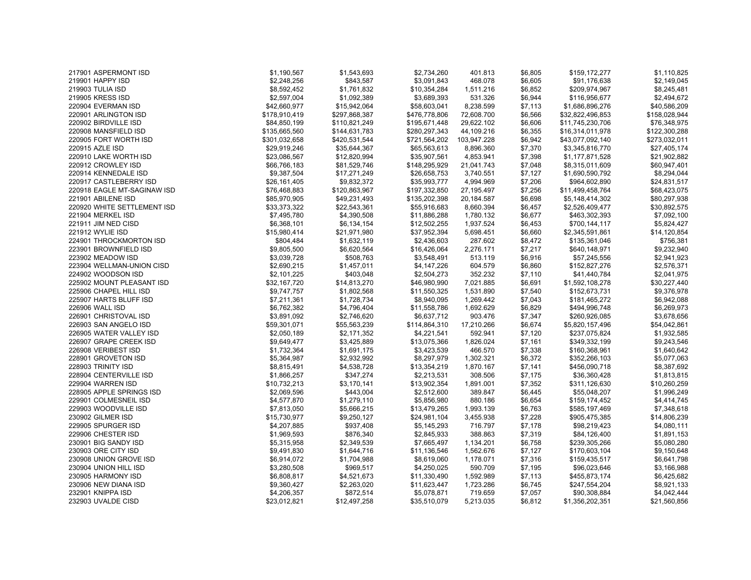| | | | | | | | |
|---|---|---|---|---|---|---|---|
| 217901 ASPERMONT ISD | $1,190,567 | $1,543,693 | $2,734,260 | 401.813 | $6,805 | $159,172,277 | $1,110,825 |
| 219901 HAPPY ISD | $2,248,256 | $843,587 | $3,091,843 | 468.078 | $6,605 | $91,176,638 | $2,149,045 |
| 219903 TULIA ISD | $8,592,452 | $1,761,832 | $10,354,284 | 1,511.216 | $6,852 | $209,974,967 | $8,245,481 |
| 219905 KRESS ISD | $2,597,004 | $1,092,389 | $3,689,393 | 531.326 | $6,944 | $116,956,677 | $2,494,672 |
| 220904 EVERMAN ISD | $42,660,977 | $15,942,064 | $58,603,041 | 8,238.599 | $7,113 | $1,686,896,276 | $40,586,209 |
| 220901 ARLINGTON ISD | $178,910,419 | $297,868,387 | $476,778,806 | 72,608.700 | $6,566 | $32,822,496,853 | $158,028,944 |
| 220902 BIRDVILLE ISD | $84,850,199 | $110,821,249 | $195,671,448 | 29,622.102 | $6,606 | $11,745,230,706 | $76,348,975 |
| 220908 MANSFIELD ISD | $135,665,560 | $144,631,783 | $280,297,343 | 44,109.216 | $6,355 | $16,314,011,978 | $122,300,288 |
| 220905 FORT WORTH ISD | $301,032,658 | $420,531,544 | $721,564,202 | 103,947.228 | $6,942 | $43,077,092,140 | $273,032,011 |
| 220915 AZLE ISD | $29,919,246 | $35,644,367 | $65,563,613 | 8,896.360 | $7,370 | $3,345,816,770 | $27,405,174 |
| 220910 LAKE WORTH ISD | $23,086,567 | $12,820,994 | $35,907,561 | 4,853.941 | $7,398 | $1,177,871,528 | $21,902,882 |
| 220912 CROWLEY ISD | $66,766,183 | $81,529,746 | $148,295,929 | 21,041.743 | $7,048 | $8,315,011,609 | $60,947,401 |
| 220914 KENNEDALE ISD | $9,387,504 | $17,271,249 | $26,658,753 | 3,740.551 | $7,127 | $1,690,590,792 | $8,294,044 |
| 220917 CASTLEBERRY ISD | $26,161,405 | $9,832,372 | $35,993,777 | 4,994.969 | $7,206 | $964,602,890 | $24,831,517 |
| 220918 EAGLE MT-SAGINAW ISD | $76,468,883 | $120,863,967 | $197,332,850 | 27,195.497 | $7,256 | $11,499,458,764 | $68,423,075 |
| 221901 ABILENE ISD | $85,970,905 | $49,231,493 | $135,202,398 | 20,184.587 | $6,698 | $5,148,414,302 | $80,297,938 |
| 220920 WHITE SETTLEMENT ISD | $33,373,322 | $22,543,361 | $55,916,683 | 8,660.394 | $6,457 | $2,526,409,477 | $30,892,575 |
| 221904 MERKEL ISD | $7,495,780 | $4,390,508 | $11,886,288 | 1,780.132 | $6,677 | $463,302,393 | $7,092,100 |
| 221911 JIM NED CISD | $6,368,101 | $6,134,154 | $12,502,255 | 1,937.524 | $6,453 | $700,144,117 | $5,824,427 |
| 221912 WYLIE ISD | $15,980,414 | $21,971,980 | $37,952,394 | 5,698.451 | $6,660 | $2,345,591,861 | $14,120,854 |
| 224901 THROCKMORTON ISD | $804,484 | $1,632,119 | $2,436,603 | 287.602 | $8,472 | $135,361,046 | $756,381 |
| 223901 BROWNFIELD ISD | $9,805,500 | $6,620,564 | $16,426,064 | 2,276.171 | $7,217 | $640,148,971 | $9,232,940 |
| 223902 MEADOW ISD | $3,039,728 | $508,763 | $3,548,491 | 513.119 | $6,916 | $57,245,556 | $2,941,923 |
| 223904 WELLMAN-UNION CISD | $2,690,215 | $1,457,011 | $4,147,226 | 604.579 | $6,860 | $152,827,276 | $2,576,371 |
| 224902 WOODSON ISD | $2,101,225 | $403,048 | $2,504,273 | 352.232 | $7,110 | $41,440,784 | $2,041,975 |
| 225902 MOUNT PLEASANT ISD | $32,167,720 | $14,813,270 | $46,980,990 | 7,021.885 | $6,691 | $1,592,108,278 | $30,227,440 |
| 225906 CHAPEL HILL ISD | $9,747,757 | $1,802,568 | $11,550,325 | 1,531.890 | $7,540 | $152,673,731 | $9,376,978 |
| 225907 HARTS BLUFF ISD | $7,211,361 | $1,728,734 | $8,940,095 | 1,269.442 | $7,043 | $181,465,272 | $6,942,088 |
| 226906 WALL ISD | $6,762,382 | $4,796,404 | $11,558,786 | 1,692.629 | $6,829 | $494,996,748 | $6,269,973 |
| 226901 CHRISTOVAL ISD | $3,891,092 | $2,746,620 | $6,637,712 | 903.476 | $7,347 | $260,926,085 | $3,678,656 |
| 226903 SAN ANGELO ISD | $59,301,071 | $55,563,239 | $114,864,310 | 17,210.266 | $6,674 | $5,820,157,496 | $54,042,861 |
| 226905 WATER VALLEY ISD | $2,050,189 | $2,171,352 | $4,221,541 | 592.941 | $7,120 | $237,075,824 | $1,932,585 |
| 226907 GRAPE CREEK ISD | $9,649,477 | $3,425,889 | $13,075,366 | 1,826.024 | $7,161 | $349,332,199 | $9,243,546 |
| 226908 VERIBEST ISD | $1,732,364 | $1,691,175 | $3,423,539 | 466.570 | $7,338 | $160,368,961 | $1,640,642 |
| 228901 GROVETON ISD | $5,364,987 | $2,932,992 | $8,297,979 | 1,302.321 | $6,372 | $352,266,103 | $5,077,063 |
| 228903 TRINITY ISD | $8,815,491 | $4,538,728 | $13,354,219 | 1,870.167 | $7,141 | $456,090,718 | $8,387,692 |
| 228904 CENTERVILLE ISD | $1,866,257 | $347,274 | $2,213,531 | 308.506 | $7,175 | $36,360,428 | $1,813,815 |
| 229904 WARREN ISD | $10,732,213 | $3,170,141 | $13,902,354 | 1,891.001 | $7,352 | $311,126,630 | $10,260,259 |
| 228905 APPLE SPRINGS ISD | $2,069,596 | $443,004 | $2,512,600 | 389.847 | $6,445 | $55,048,207 | $1,996,249 |
| 229901 COLMESNEIL ISD | $4,577,870 | $1,279,110 | $5,856,980 | 880.186 | $6,654 | $159,174,452 | $4,414,745 |
| 229903 WOODVILLE ISD | $7,813,050 | $5,666,215 | $13,479,265 | 1,993.139 | $6,763 | $585,197,469 | $7,348,618 |
| 230902 GILMER ISD | $15,730,977 | $9,250,127 | $24,981,104 | 3,455.938 | $7,228 | $905,475,385 | $14,806,239 |
| 229905 SPURGER ISD | $4,207,885 | $937,408 | $5,145,293 | 716.797 | $7,178 | $98,219,423 | $4,080,111 |
| 229906 CHESTER ISD | $1,969,593 | $876,340 | $2,845,933 | 388.863 | $7,319 | $84,126,400 | $1,891,153 |
| 230901 BIG SANDY ISD | $5,315,958 | $2,349,539 | $7,665,497 | 1,134.201 | $6,758 | $239,305,266 | $5,080,280 |
| 230903 ORE CITY ISD | $9,491,830 | $1,644,716 | $11,136,546 | 1,562.676 | $7,127 | $170,603,104 | $9,150,648 |
| 230908 UNION GROVE ISD | $6,914,072 | $1,704,988 | $8,619,060 | 1,178.071 | $7,316 | $159,435,517 | $6,641,798 |
| 230904 UNION HILL ISD | $3,280,508 | $969,517 | $4,250,025 | 590.709 | $7,195 | $96,023,646 | $3,166,988 |
| 230905 HARMONY ISD | $6,808,817 | $4,521,673 | $11,330,490 | 1,592.989 | $7,113 | $455,873,174 | $6,425,682 |
| 230906 NEW DIANA ISD | $9,360,427 | $2,263,020 | $11,623,447 | 1,723.286 | $6,745 | $247,554,204 | $8,921,133 |
| 232901 KNIPPA ISD | $4,206,357 | $872,514 | $5,078,871 | 719.659 | $7,057 | $90,308,884 | $4,042,444 |
| 232903 UVALDE CISD | $23,012,821 | $12,497,258 | $35,510,079 | 5,213.035 | $6,812 | $1,356,202,351 | $21,560,856 |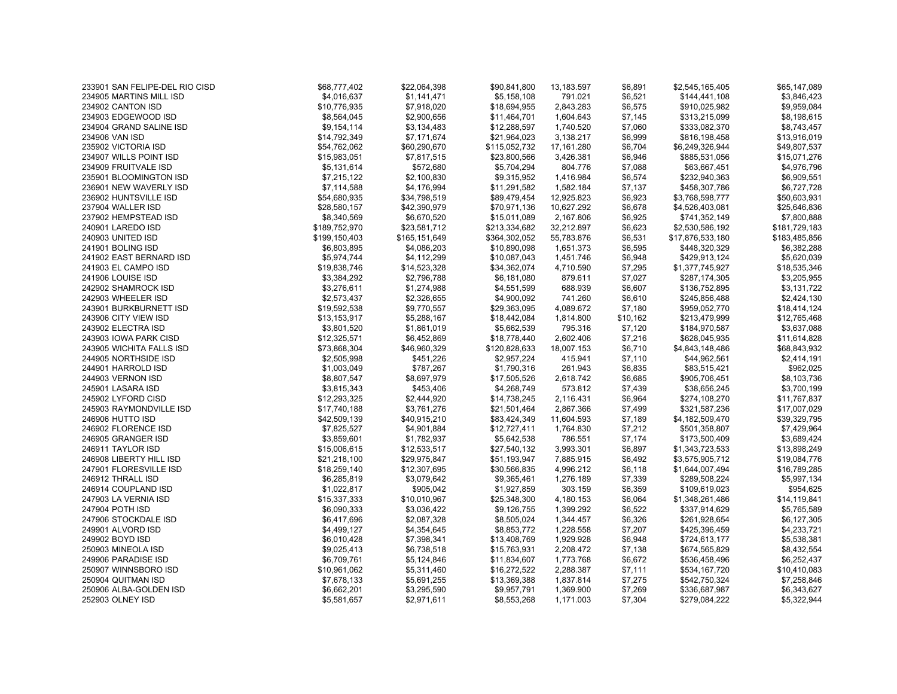| | | | | | | | |
|---|---|---|---|---|---|---|---|
| 233901 SAN FELIPE-DEL RIO CISD | $68,777,402 | $22,064,398 | $90,841,800 | 13,183.597 | $6,891 | $2,545,165,405 | $65,147,089 |
| 234905 MARTINS MILL ISD | $4,016,637 | $1,141,471 | $5,158,108 | 791.021 | $6,521 | $144,441,108 | $3,846,423 |
| 234902 CANTON ISD | $10,776,935 | $7,918,020 | $18,694,955 | 2,843.283 | $6,575 | $910,025,982 | $9,959,084 |
| 234903 EDGEWOOD ISD | $8,564,045 | $2,900,656 | $11,464,701 | 1,604.643 | $7,145 | $313,215,099 | $8,198,615 |
| 234904 GRAND SALINE ISD | $9,154,114 | $3,134,483 | $12,288,597 | 1,740.520 | $7,060 | $333,082,370 | $8,743,457 |
| 234906 VAN ISD | $14,792,349 | $7,171,674 | $21,964,023 | 3,138.217 | $6,999 | $816,198,458 | $13,916,019 |
| 235902 VICTORIA ISD | $54,762,062 | $60,290,670 | $115,052,732 | 17,161.280 | $6,704 | $6,249,326,944 | $49,807,537 |
| 234907 WILLS POINT ISD | $15,983,051 | $7,817,515 | $23,800,566 | 3,426.381 | $6,946 | $885,531,056 | $15,071,276 |
| 234909 FRUITVALE ISD | $5,131,614 | $572,680 | $5,704,294 | 804.776 | $7,088 | $63,667,451 | $4,976,796 |
| 235901 BLOOMINGTON ISD | $7,215,122 | $2,100,830 | $9,315,952 | 1,416.984 | $6,574 | $232,940,363 | $6,909,551 |
| 236901 NEW WAVERLY ISD | $7,114,588 | $4,176,994 | $11,291,582 | 1,582.184 | $7,137 | $458,307,786 | $6,727,728 |
| 236902 HUNTSVILLE ISD | $54,680,935 | $34,798,519 | $89,479,454 | 12,925.823 | $6,923 | $3,768,598,777 | $50,603,931 |
| 237904 WALLER ISD | $28,580,157 | $42,390,979 | $70,971,136 | 10,627.292 | $6,678 | $4,526,403,081 | $25,646,836 |
| 237902 HEMPSTEAD ISD | $8,340,569 | $6,670,520 | $15,011,089 | 2,167.806 | $6,925 | $741,352,149 | $7,800,888 |
| 240901 LAREDO ISD | $189,752,970 | $23,581,712 | $213,334,682 | 32,212.897 | $6,623 | $2,530,586,192 | $181,729,183 |
| 240903 UNITED ISD | $199,150,403 | $165,151,649 | $364,302,052 | 55,783.876 | $6,531 | $17,876,533,180 | $183,485,856 |
| 241901 BOLING ISD | $6,803,895 | $4,086,203 | $10,890,098 | 1,651.373 | $6,595 | $448,320,329 | $6,382,288 |
| 241902 EAST BERNARD ISD | $5,974,744 | $4,112,299 | $10,087,043 | 1,451.746 | $6,948 | $429,913,124 | $5,620,039 |
| 241903 EL CAMPO ISD | $19,838,746 | $14,523,328 | $34,362,074 | 4,710.590 | $7,295 | $1,377,745,927 | $18,535,346 |
| 241906 LOUISE ISD | $3,384,292 | $2,796,788 | $6,181,080 | 879.611 | $7,027 | $287,174,305 | $3,205,955 |
| 242902 SHAMROCK ISD | $3,276,611 | $1,274,988 | $4,551,599 | 688.939 | $6,607 | $136,752,895 | $3,131,722 |
| 242903 WHEELER ISD | $2,573,437 | $2,326,655 | $4,900,092 | 741.260 | $6,610 | $245,856,488 | $2,424,130 |
| 243901 BURKBURNETT ISD | $19,592,538 | $9,770,557 | $29,363,095 | 4,089.672 | $7,180 | $959,052,770 | $18,414,124 |
| 243906 CITY VIEW ISD | $13,153,917 | $5,288,167 | $18,442,084 | 1,814.800 | $10,162 | $213,479,999 | $12,765,468 |
| 243902 ELECTRA ISD | $3,801,520 | $1,861,019 | $5,662,539 | 795.316 | $7,120 | $184,970,587 | $3,637,088 |
| 243903 IOWA PARK CISD | $12,325,571 | $6,452,869 | $18,778,440 | 2,602.046 | $7,216 | $628,045,935 | $11,614,828 |
| 243905 WICHITA FALLS ISD | $73,868,304 | $46,960,329 | $120,828,633 | 18,007.153 | $6,710 | $4,843,148,486 | $68,843,932 |
| 244905 NORTHSIDE ISD | $2,505,998 | $451,226 | $2,957,224 | 415.941 | $7,110 | $44,962,561 | $2,414,191 |
| 244901 HARROLD ISD | $1,003,049 | $787,267 | $1,790,316 | 261.943 | $6,835 | $83,515,421 | $962,025 |
| 244903 VERNON ISD | $8,807,547 | $8,697,979 | $17,505,526 | 2,618.742 | $6,685 | $905,706,451 | $8,103,736 |
| 245901 LASARA ISD | $3,815,343 | $453,406 | $4,268,749 | 573.812 | $7,439 | $38,656,245 | $3,700,199 |
| 245902 LYFORD CISD | $12,293,325 | $2,444,920 | $14,738,245 | 2,116.431 | $6,964 | $274,108,270 | $11,767,837 |
| 245903 RAYMONDVILLE ISD | $17,740,188 | $3,761,276 | $21,501,464 | 2,867.366 | $7,499 | $321,587,236 | $17,007,029 |
| 246906 HUTTO ISD | $42,509,139 | $40,915,210 | $83,424,349 | 11,604.593 | $7,189 | $4,182,509,470 | $39,329,795 |
| 246902 FLORENCE ISD | $7,825,527 | $4,901,884 | $12,727,411 | 1,764.830 | $7,212 | $501,358,807 | $7,429,964 |
| 246905 GRANGER ISD | $3,859,601 | $1,782,937 | $5,642,538 | 786.551 | $7,174 | $173,500,409 | $3,689,424 |
| 246911 TAYLOR ISD | $15,006,615 | $12,533,517 | $27,540,132 | 3,993.301 | $6,897 | $1,343,723,533 | $13,898,249 |
| 246908 LIBERTY HILL ISD | $21,218,100 | $29,975,847 | $51,193,947 | 7,885.915 | $6,492 | $3,575,905,712 | $19,084,776 |
| 247901 FLORESVILLE ISD | $18,259,140 | $12,307,695 | $30,566,835 | 4,996.212 | $6,118 | $1,644,007,494 | $16,789,285 |
| 246912 THRALL ISD | $6,285,819 | $3,079,642 | $9,365,461 | 1,276.189 | $7,339 | $289,508,224 | $5,997,134 |
| 246914 COUPLAND ISD | $1,022,817 | $905,042 | $1,927,859 | 303.159 | $6,359 | $109,619,023 | $954,625 |
| 247903 LA VERNIA ISD | $15,337,333 | $10,010,967 | $25,348,300 | 4,180.153 | $6,064 | $1,348,261,486 | $14,119,841 |
| 247904 POTH ISD | $6,090,333 | $3,036,422 | $9,126,755 | 1,399.292 | $6,522 | $337,914,629 | $5,765,589 |
| 247906 STOCKDALE ISD | $6,417,696 | $2,087,328 | $8,505,024 | 1,344.457 | $6,326 | $261,928,654 | $6,127,305 |
| 249901 ALVORD ISD | $4,499,127 | $4,354,645 | $8,853,772 | 1,228.558 | $7,207 | $425,396,459 | $4,233,721 |
| 249902 BOYD ISD | $6,010,428 | $7,398,341 | $13,408,769 | 1,929.928 | $6,948 | $724,613,177 | $5,538,381 |
| 250903 MINEOLA ISD | $9,025,413 | $6,738,518 | $15,763,931 | 2,208.472 | $7,138 | $674,565,829 | $8,432,554 |
| 249906 PARADISE ISD | $6,709,761 | $5,124,846 | $11,834,607 | 1,773.768 | $6,672 | $536,458,496 | $6,252,437 |
| 250907 WINNSBORO ISD | $10,961,062 | $5,311,460 | $16,272,522 | 2,288.387 | $7,111 | $534,167,720 | $10,410,083 |
| 250904 QUITMAN ISD | $7,678,133 | $5,691,255 | $13,369,388 | 1,837.814 | $7,275 | $542,750,324 | $7,258,846 |
| 250906 ALBA-GOLDEN ISD | $6,662,201 | $3,295,590 | $9,957,791 | 1,369.900 | $7,269 | $336,687,987 | $6,343,627 |
| 252903 OLNEY ISD | $5,581,657 | $2,971,611 | $8,553,268 | 1,171.003 | $7,304 | $279,084,222 | $5,322,944 |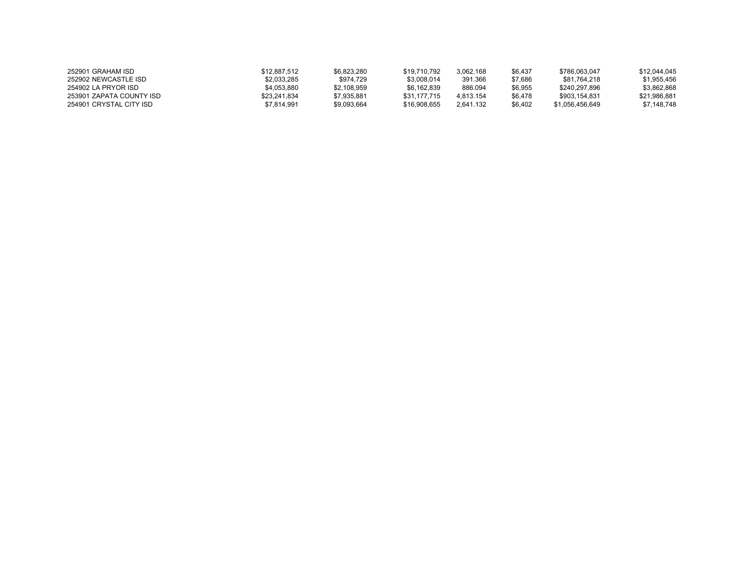| | | | | | | | |
|---|---|---|---|---|---|---|---|
| 252901 GRAHAM ISD | $12,887,512 | $6,823,280 | $19,710,792 | 3,062.168 | $6,437 | $786,063,047 | $12,044,045 |
| 252902 NEWCASTLE ISD | $2,033,285 | $974,729 | $3,008,014 | 391.366 | $7,686 | $81,764,218 | $1,955,456 |
| 254902 LA PRYOR ISD | $4,053,880 | $2,108,959 | $6,162,839 | 886.094 | $6,955 | $240,297,896 | $3,862,868 |
| 253901 ZAPATA COUNTY ISD | $23,241,834 | $7,935,881 | $31,177,715 | 4,813.154 | $6,478 | $903,154,831 | $21,986,881 |
| 254901 CRYSTAL CITY ISD | $7,814,991 | $9,093,664 | $16,908,655 | 2,641.132 | $6,402 | $1,056,456,649 | $7,148,748 |